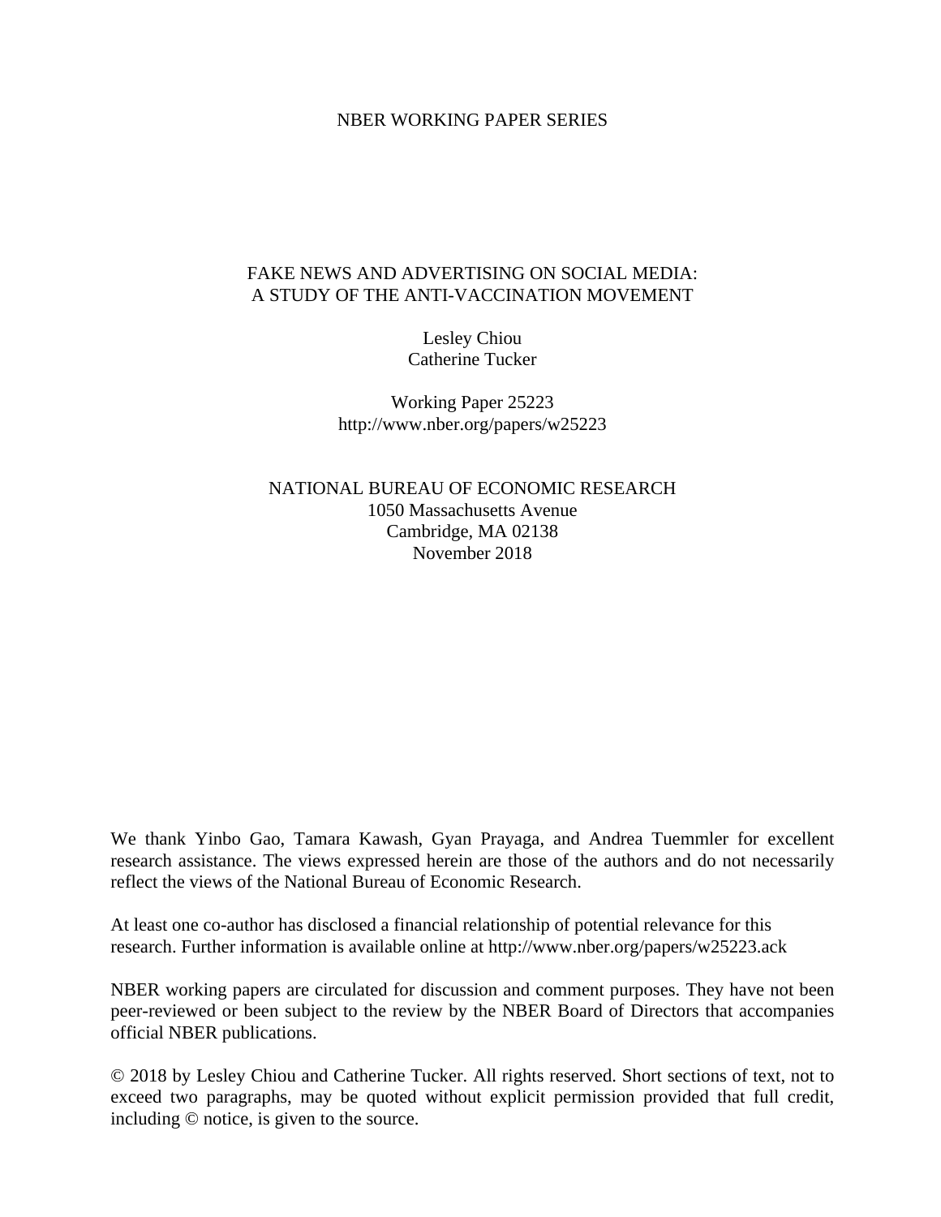NBER WORKING PAPER SERIES

# FAKE NEWS AND ADVERTISING ON SOCIAL MEDIA: A STUDY OF THE ANTI-VACCINATION MOVEMENT

Lesley Chiou
Catherine Tucker

Working Paper 25223
http://www.nber.org/papers/w25223

NATIONAL BUREAU OF ECONOMIC RESEARCH
1050 Massachusetts Avenue
Cambridge, MA 02138
November 2018

We thank Yinbo Gao, Tamara Kawash, Gyan Prayaga, and Andrea Tuemmler for excellent research assistance. The views expressed herein are those of the authors and do not necessarily reflect the views of the National Bureau of Economic Research.

At least one co-author has disclosed a financial relationship of potential relevance for this research. Further information is available online at http://www.nber.org/papers/w25223.ack

NBER working papers are circulated for discussion and comment purposes. They have not been peer-reviewed or been subject to the review by the NBER Board of Directors that accompanies official NBER publications.

© 2018 by Lesley Chiou and Catherine Tucker. All rights reserved. Short sections of text, not to exceed two paragraphs, may be quoted without explicit permission provided that full credit, including © notice, is given to the source.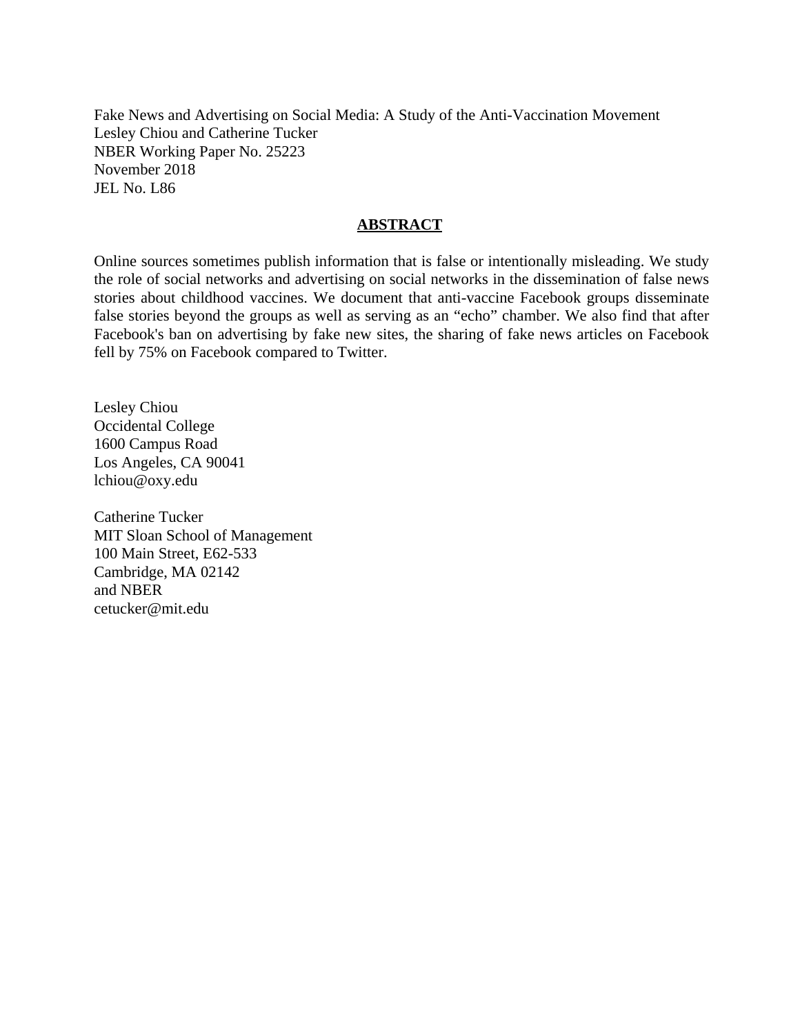Fake News and Advertising on Social Media: A Study of the Anti-Vaccination Movement
Lesley Chiou and Catherine Tucker
NBER Working Paper No. 25223
November 2018
JEL No. L86

## ABSTRACT

Online sources sometimes publish information that is false or intentionally misleading. We study the role of social networks and advertising on social networks in the dissemination of false news stories about childhood vaccines. We document that anti-vaccine Facebook groups disseminate false stories beyond the groups as well as serving as an "echo" chamber. We also find that after Facebook's ban on advertising by fake new sites, the sharing of fake news articles on Facebook fell by 75% on Facebook compared to Twitter.

Lesley Chiou
Occidental College
1600 Campus Road
Los Angeles, CA 90041
lchiou@oxy.edu

Catherine Tucker
MIT Sloan School of Management
100 Main Street, E62-533
Cambridge, MA 02142
and NBER
cetucker@mit.edu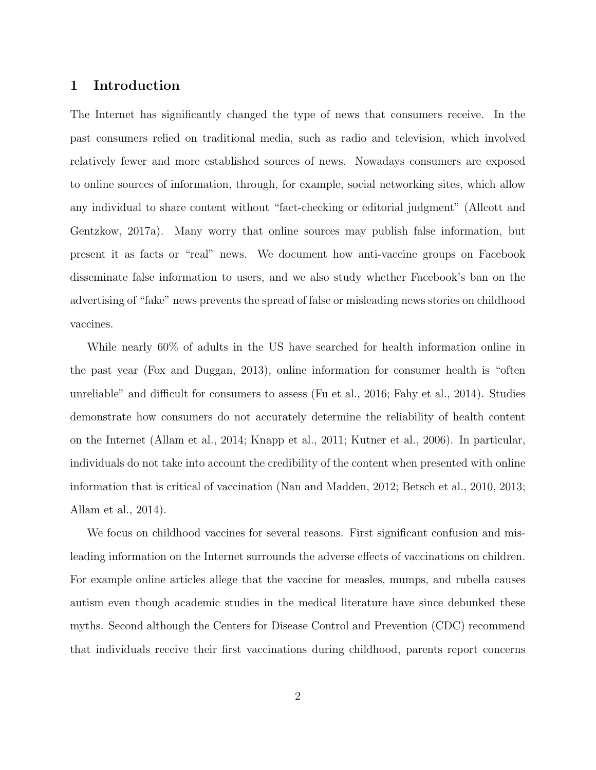# 1 Introduction

The Internet has significantly changed the type of news that consumers receive. In the past consumers relied on traditional media, such as radio and television, which involved relatively fewer and more established sources of news. Nowadays consumers are exposed to online sources of information, through, for example, social networking sites, which allow any individual to share content without "fact-checking or editorial judgment" (Allcott and Gentzkow, 2017a). Many worry that online sources may publish false information, but present it as facts or "real" news. We document how anti-vaccine groups on Facebook disseminate false information to users, and we also study whether Facebook's ban on the advertising of "fake" news prevents the spread of false or misleading news stories on childhood vaccines.

While nearly 60% of adults in the US have searched for health information online in the past year (Fox and Duggan, 2013), online information for consumer health is "often unreliable" and difficult for consumers to assess (Fu et al., 2016; Fahy et al., 2014). Studies demonstrate how consumers do not accurately determine the reliability of health content on the Internet (Allam et al., 2014; Knapp et al., 2011; Kutner et al., 2006). In particular, individuals do not take into account the credibility of the content when presented with online information that is critical of vaccination (Nan and Madden, 2012; Betsch et al., 2010, 2013; Allam et al., 2014).

We focus on childhood vaccines for several reasons. First significant confusion and misleading information on the Internet surrounds the adverse effects of vaccinations on children. For example online articles allege that the vaccine for measles, mumps, and rubella causes autism even though academic studies in the medical literature have since debunked these myths. Second although the Centers for Disease Control and Prevention (CDC) recommend that individuals receive their first vaccinations during childhood, parents report concerns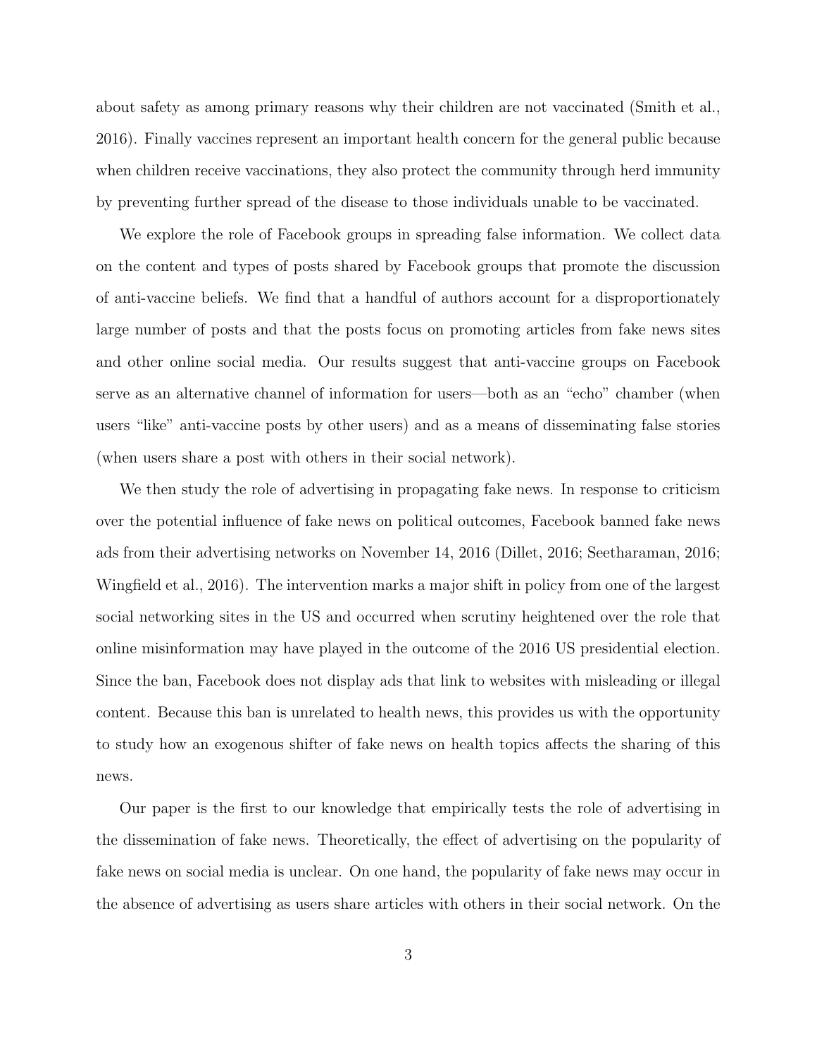about safety as among primary reasons why their children are not vaccinated (Smith et al., 2016). Finally vaccines represent an important health concern for the general public because when children receive vaccinations, they also protect the community through herd immunity by preventing further spread of the disease to those individuals unable to be vaccinated.

We explore the role of Facebook groups in spreading false information. We collect data on the content and types of posts shared by Facebook groups that promote the discussion of anti-vaccine beliefs. We find that a handful of authors account for a disproportionately large number of posts and that the posts focus on promoting articles from fake news sites and other online social media. Our results suggest that anti-vaccine groups on Facebook serve as an alternative channel of information for users—both as an "echo" chamber (when users "like" anti-vaccine posts by other users) and as a means of disseminating false stories (when users share a post with others in their social network).

We then study the role of advertising in propagating fake news. In response to criticism over the potential influence of fake news on political outcomes, Facebook banned fake news ads from their advertising networks on November 14, 2016 (Dillet, 2016; Seetharaman, 2016; Wingfield et al., 2016). The intervention marks a major shift in policy from one of the largest social networking sites in the US and occurred when scrutiny heightened over the role that online misinformation may have played in the outcome of the 2016 US presidential election. Since the ban, Facebook does not display ads that link to websites with misleading or illegal content. Because this ban is unrelated to health news, this provides us with the opportunity to study how an exogenous shifter of fake news on health topics affects the sharing of this news.

Our paper is the first to our knowledge that empirically tests the role of advertising in the dissemination of fake news. Theoretically, the effect of advertising on the popularity of fake news on social media is unclear. On one hand, the popularity of fake news may occur in the absence of advertising as users share articles with others in their social network. On the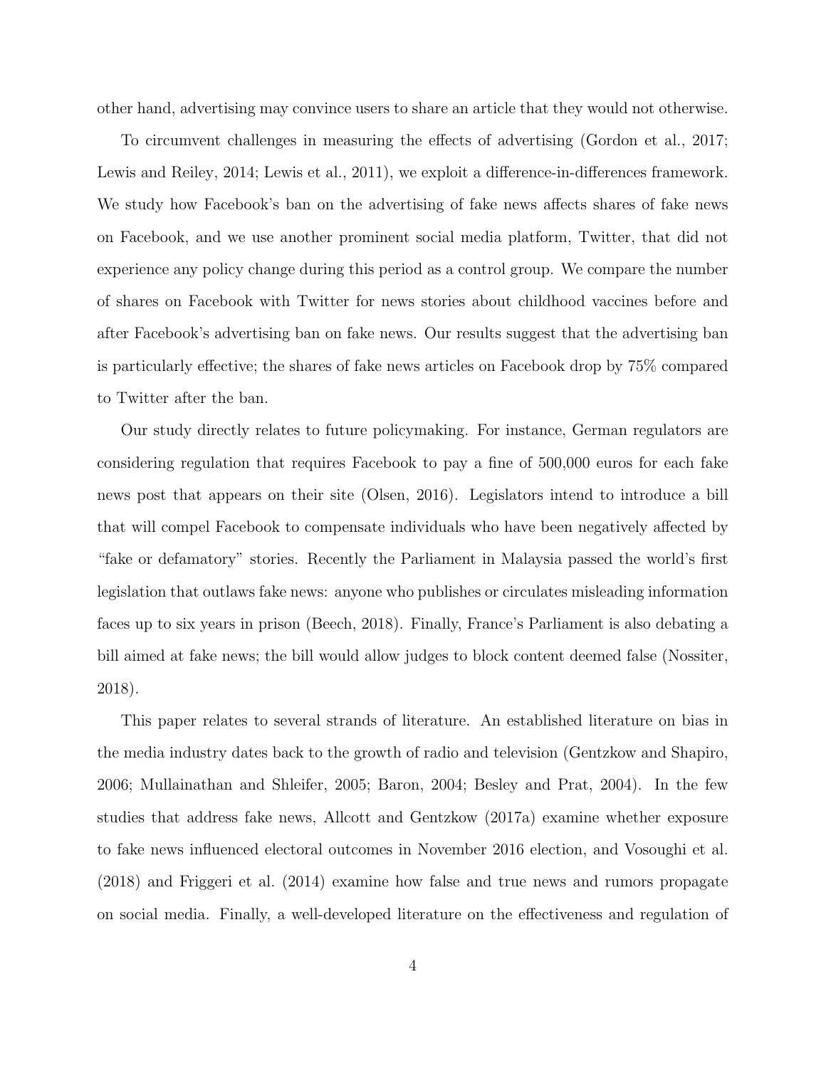other hand, advertising may convince users to share an article that they would not otherwise.

To circumvent challenges in measuring the effects of advertising (Gordon et al., 2017; Lewis and Reiley, 2014; Lewis et al., 2011), we exploit a difference-in-differences framework. We study how Facebook's ban on the advertising of fake news affects shares of fake news on Facebook, and we use another prominent social media platform, Twitter, that did not experience any policy change during this period as a control group. We compare the number of shares on Facebook with Twitter for news stories about childhood vaccines before and after Facebook's advertising ban on fake news. Our results suggest that the advertising ban is particularly effective; the shares of fake news articles on Facebook drop by 75% compared to Twitter after the ban.

Our study directly relates to future policymaking. For instance, German regulators are considering regulation that requires Facebook to pay a fine of 500,000 euros for each fake news post that appears on their site (Olsen, 2016). Legislators intend to introduce a bill that will compel Facebook to compensate individuals who have been negatively affected by "fake or defamatory" stories. Recently the Parliament in Malaysia passed the world's first legislation that outlaws fake news: anyone who publishes or circulates misleading information faces up to six years in prison (Beech, 2018). Finally, France's Parliament is also debating a bill aimed at fake news; the bill would allow judges to block content deemed false (Nossiter, 2018).

This paper relates to several strands of literature. An established literature on bias in the media industry dates back to the growth of radio and television (Gentzkow and Shapiro, 2006; Mullainathan and Shleifer, 2005; Baron, 2004; Besley and Prat, 2004). In the few studies that address fake news, Allcott and Gentzkow (2017a) examine whether exposure to fake news influenced electoral outcomes in November 2016 election, and Vosoughi et al. (2018) and Friggeri et al. (2014) examine how false and true news and rumors propagate on social media. Finally, a well-developed literature on the effectiveness and regulation of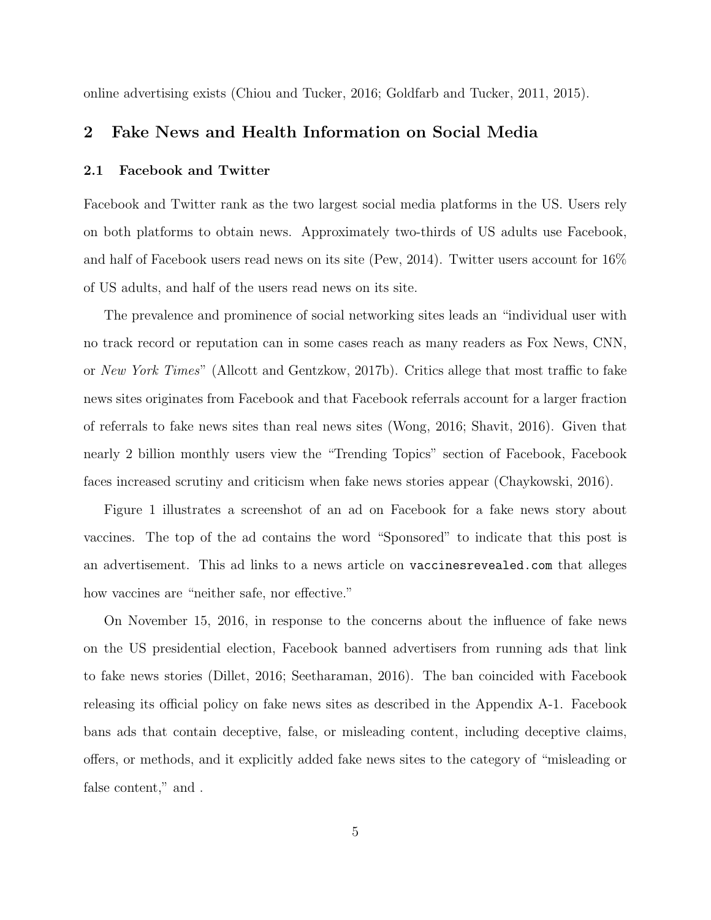online advertising exists (Chiou and Tucker, 2016; Goldfarb and Tucker, 2011, 2015).

## 2 Fake News and Health Information on Social Media

### 2.1 Facebook and Twitter

Facebook and Twitter rank as the two largest social media platforms in the US. Users rely on both platforms to obtain news. Approximately two-thirds of US adults use Facebook, and half of Facebook users read news on its site (Pew, 2014). Twitter users account for 16% of US adults, and half of the users read news on its site.

The prevalence and prominence of social networking sites leads an "individual user with no track record or reputation can in some cases reach as many readers as Fox News, CNN, or *New York Times*" (Allcott and Gentzkow, 2017b). Critics allege that most traffic to fake news sites originates from Facebook and that Facebook referrals account for a larger fraction of referrals to fake news sites than real news sites (Wong, 2016; Shavit, 2016). Given that nearly 2 billion monthly users view the "Trending Topics" section of Facebook, Facebook faces increased scrutiny and criticism when fake news stories appear (Chaykowski, 2016).

Figure 1 illustrates a screenshot of an ad on Facebook for a fake news story about vaccines. The top of the ad contains the word "Sponsored" to indicate that this post is an advertisement. This ad links to a news article on `vaccinesrevealed.com` that alleges how vaccines are "neither safe, nor effective."

On November 15, 2016, in response to the concerns about the influence of fake news on the US presidential election, Facebook banned advertisers from running ads that link to fake news stories (Dillet, 2016; Seetharaman, 2016). The ban coincided with Facebook releasing its official policy on fake news sites as described in the Appendix A-1. Facebook bans ads that contain deceptive, false, or misleading content, including deceptive claims, offers, or methods, and it explicitly added fake news sites to the category of "misleading or false content," and .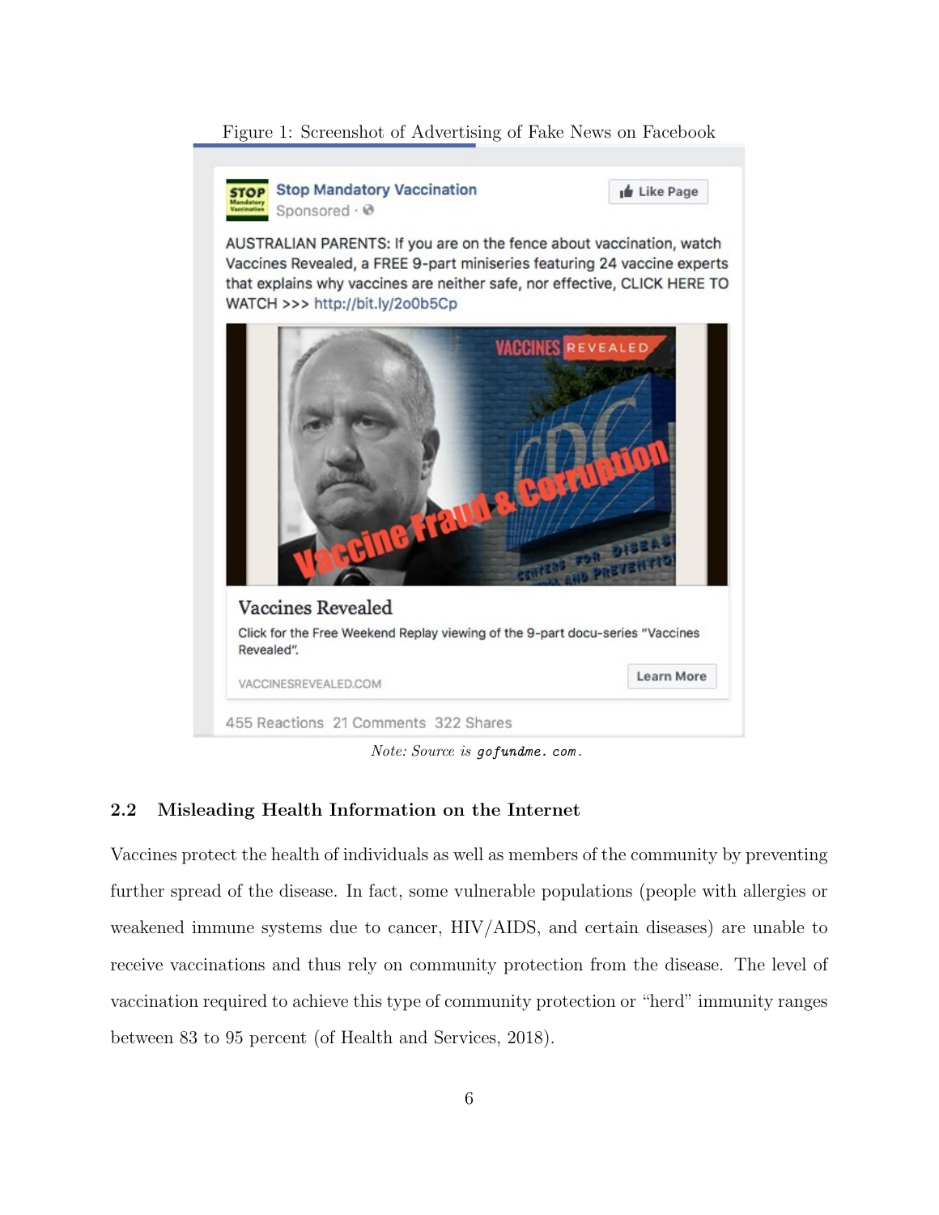Figure 1: Screenshot of Advertising of Fake News on Facebook

*Note: Source is* `gofundme.com`.

### 2.2 Misleading Health Information on the Internet

Vaccines protect the health of individuals as well as members of the community by preventing further spread of the disease. In fact, some vulnerable populations (people with allergies or weakened immune systems due to cancer, HIV/AIDS, and certain diseases) are unable to receive vaccinations and thus rely on community protection from the disease. The level of vaccination required to achieve this type of community protection or "herd" immunity ranges between 83 to 95 percent (of Health and Services, 2018).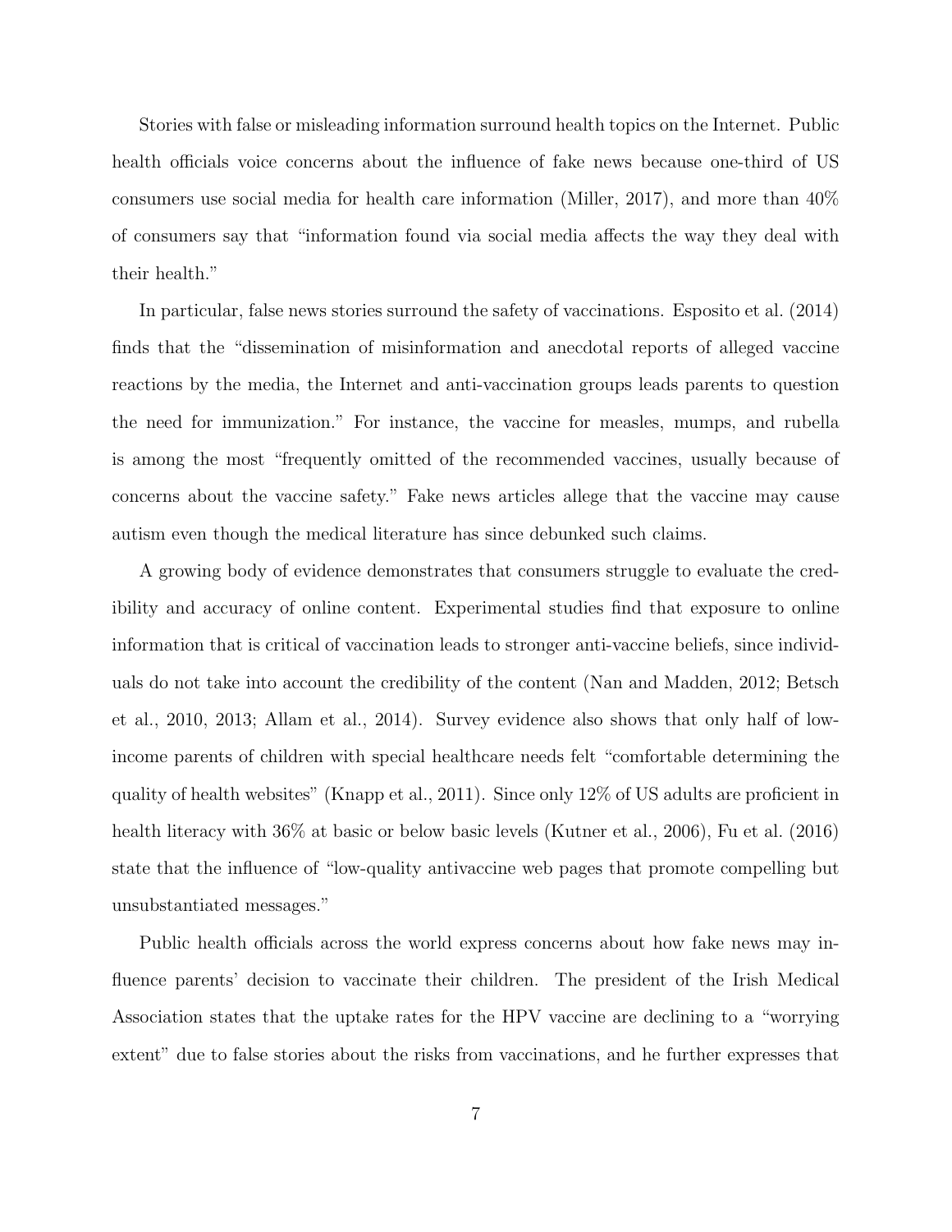Stories with false or misleading information surround health topics on the Internet. Public health officials voice concerns about the influence of fake news because one-third of US consumers use social media for health care information (Miller, 2017), and more than 40% of consumers say that "information found via social media affects the way they deal with their health."

In particular, false news stories surround the safety of vaccinations. Esposito et al. (2014) finds that the "dissemination of misinformation and anecdotal reports of alleged vaccine reactions by the media, the Internet and anti-vaccination groups leads parents to question the need for immunization." For instance, the vaccine for measles, mumps, and rubella is among the most "frequently omitted of the recommended vaccines, usually because of concerns about the vaccine safety." Fake news articles allege that the vaccine may cause autism even though the medical literature has since debunked such claims.

A growing body of evidence demonstrates that consumers struggle to evaluate the credibility and accuracy of online content. Experimental studies find that exposure to online information that is critical of vaccination leads to stronger anti-vaccine beliefs, since individuals do not take into account the credibility of the content (Nan and Madden, 2012; Betsch et al., 2010, 2013; Allam et al., 2014). Survey evidence also shows that only half of low-income parents of children with special healthcare needs felt "comfortable determining the quality of health websites" (Knapp et al., 2011). Since only 12% of US adults are proficient in health literacy with 36% at basic or below basic levels (Kutner et al., 2006), Fu et al. (2016) state that the influence of "low-quality antivaccine web pages that promote compelling but unsubstantiated messages."

Public health officials across the world express concerns about how fake news may influence parents' decision to vaccinate their children. The president of the Irish Medical Association states that the uptake rates for the HPV vaccine are declining to a "worrying extent" due to false stories about the risks from vaccinations, and he further expresses that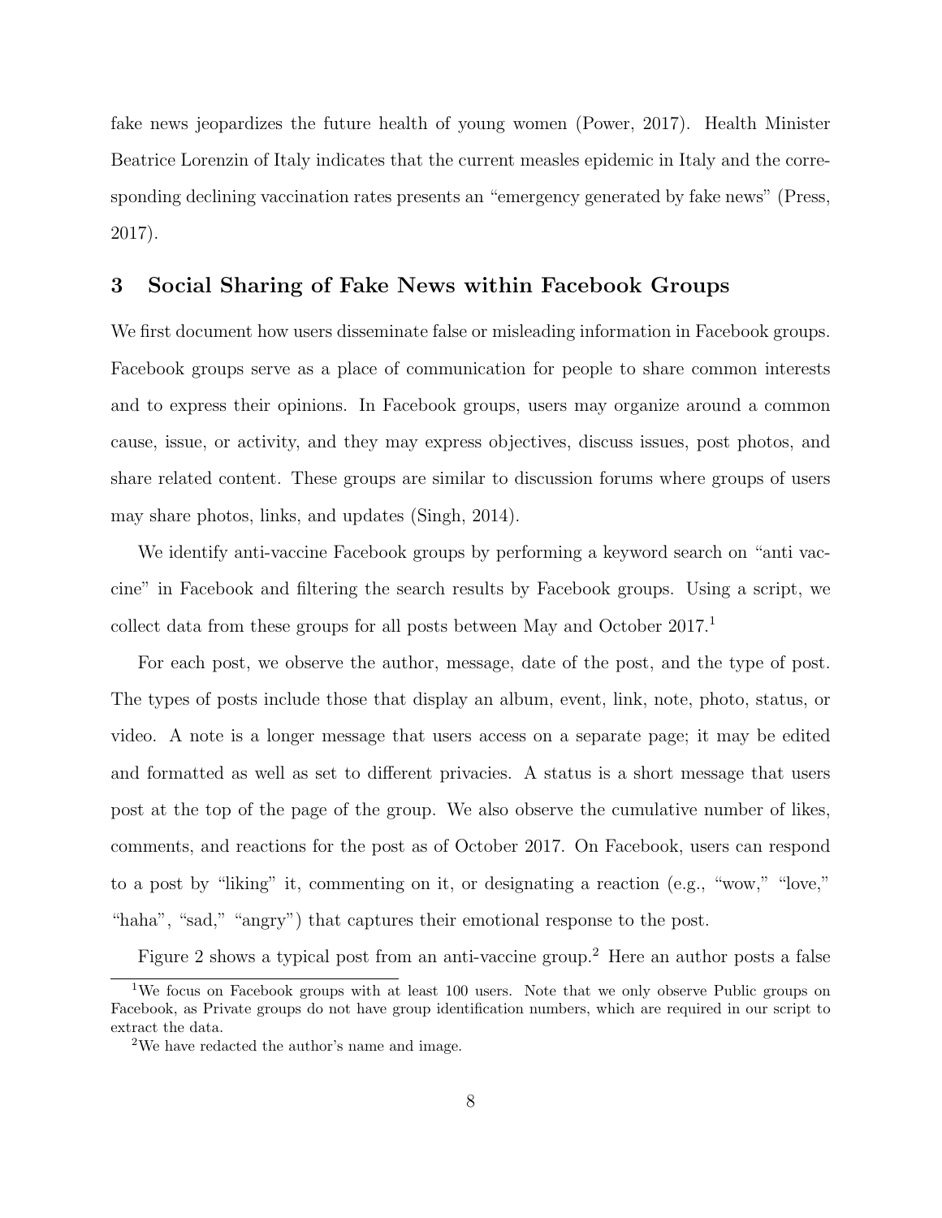fake news jeopardizes the future health of young women (Power, 2017). Health Minister Beatrice Lorenzin of Italy indicates that the current measles epidemic in Italy and the corresponding declining vaccination rates presents an "emergency generated by fake news" (Press, 2017).

## 3 Social Sharing of Fake News within Facebook Groups

We first document how users disseminate false or misleading information in Facebook groups. Facebook groups serve as a place of communication for people to share common interests and to express their opinions. In Facebook groups, users may organize around a common cause, issue, or activity, and they may express objectives, discuss issues, post photos, and share related content. These groups are similar to discussion forums where groups of users may share photos, links, and updates (Singh, 2014).

We identify anti-vaccine Facebook groups by performing a keyword search on "anti vaccine" in Facebook and filtering the search results by Facebook groups. Using a script, we collect data from these groups for all posts between May and October 2017.[1]

For each post, we observe the author, message, date of the post, and the type of post. The types of posts include those that display an album, event, link, note, photo, status, or video. A note is a longer message that users access on a separate page; it may be edited and formatted as well as set to different privacies. A status is a short message that users post at the top of the page of the group. We also observe the cumulative number of likes, comments, and reactions for the post as of October 2017. On Facebook, users can respond to a post by "liking" it, commenting on it, or designating a reaction (e.g., "wow," "love," "haha", "sad," "angry") that captures their emotional response to the post.

Figure 2 shows a typical post from an anti-vaccine group.[2] Here an author posts a false

[1] We focus on Facebook groups with at least 100 users. Note that we only observe Public groups on Facebook, as Private groups do not have group identification numbers, which are required in our script to extract the data.

[2] We have redacted the author's name and image.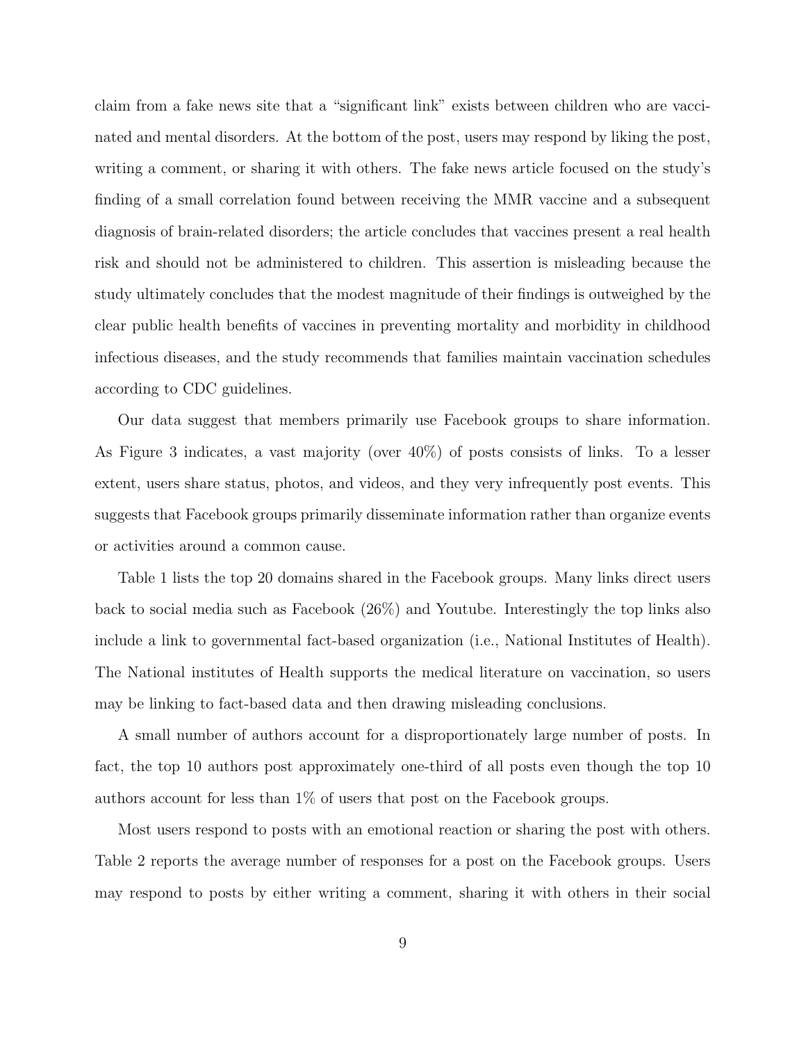claim from a fake news site that a "significant link" exists between children who are vaccinated and mental disorders. At the bottom of the post, users may respond by liking the post, writing a comment, or sharing it with others. The fake news article focused on the study's finding of a small correlation found between receiving the MMR vaccine and a subsequent diagnosis of brain-related disorders; the article concludes that vaccines present a real health risk and should not be administered to children. This assertion is misleading because the study ultimately concludes that the modest magnitude of their findings is outweighed by the clear public health benefits of vaccines in preventing mortality and morbidity in childhood infectious diseases, and the study recommends that families maintain vaccination schedules according to CDC guidelines.

Our data suggest that members primarily use Facebook groups to share information. As Figure 3 indicates, a vast majority (over 40%) of posts consists of links. To a lesser extent, users share status, photos, and videos, and they very infrequently post events. This suggests that Facebook groups primarily disseminate information rather than organize events or activities around a common cause.

Table 1 lists the top 20 domains shared in the Facebook groups. Many links direct users back to social media such as Facebook (26%) and Youtube. Interestingly the top links also include a link to governmental fact-based organization (i.e., National Institutes of Health). The National institutes of Health supports the medical literature on vaccination, so users may be linking to fact-based data and then drawing misleading conclusions.

A small number of authors account for a disproportionately large number of posts. In fact, the top 10 authors post approximately one-third of all posts even though the top 10 authors account for less than 1% of users that post on the Facebook groups.

Most users respond to posts with an emotional reaction or sharing the post with others. Table 2 reports the average number of responses for a post on the Facebook groups. Users may respond to posts by either writing a comment, sharing it with others in their social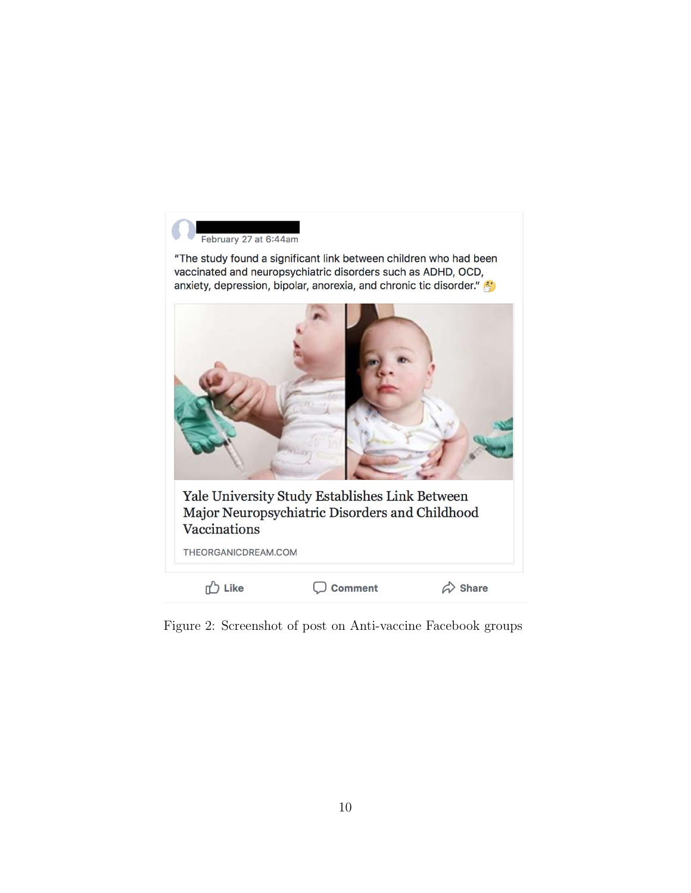February 27 at 6:44am

"The study found a significant link between children who had been vaccinated and neuropsychiatric disorders such as ADHD, OCD, anxiety, depression, bipolar, anorexia, and chronic tic disorder." 🤔

**Yale University Study Establishes Link Between Major Neuropsychiatric Disorders and Childhood Vaccinations**

THEORGANICDREAM.COM

Like Comment Share

Figure 2: Screenshot of post on Anti-vaccine Facebook groups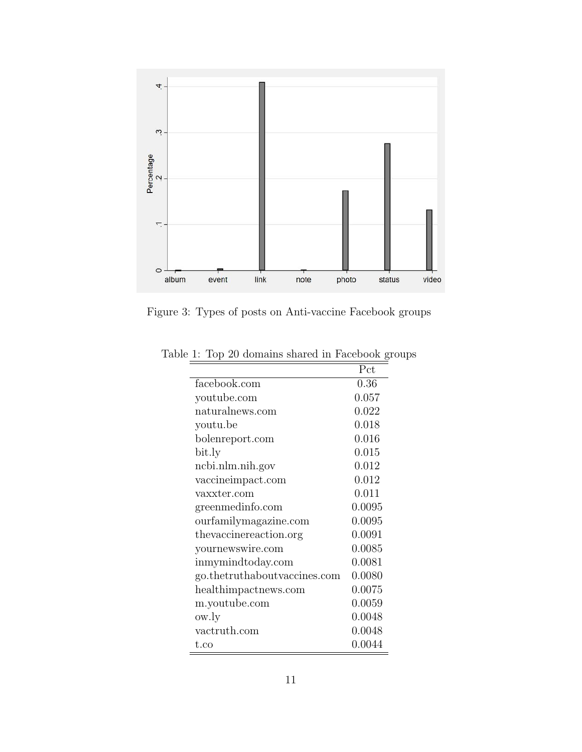Figure 3: Types of posts on Anti-vaccine Facebook groups

Table 1: Top 20 domains shared in Facebook groups

| | Pct |
|---|---|
| facebook.com | 0.36 |
| youtube.com | 0.057 |
| naturalnews.com | 0.022 |
| youtu.be | 0.018 |
| bolenreport.com | 0.016 |
| bit.ly | 0.015 |
| ncbi.nlm.nih.gov | 0.012 |
| vaccineimpact.com | 0.012 |
| vaxxter.com | 0.011 |
| greenmedinfo.com | 0.0095 |
| ourfamilymagazine.com | 0.0095 |
| thevaccinereaction.org | 0.0091 |
| yournewswire.com | 0.0085 |
| inmymindtoday.com | 0.0081 |
| go.thetruthaboutvaccines.com | 0.0080 |
| healthimpactnews.com | 0.0075 |
| m.youtube.com | 0.0059 |
| ow.ly | 0.0048 |
| vactruth.com | 0.0048 |
| t.co | 0.0044 |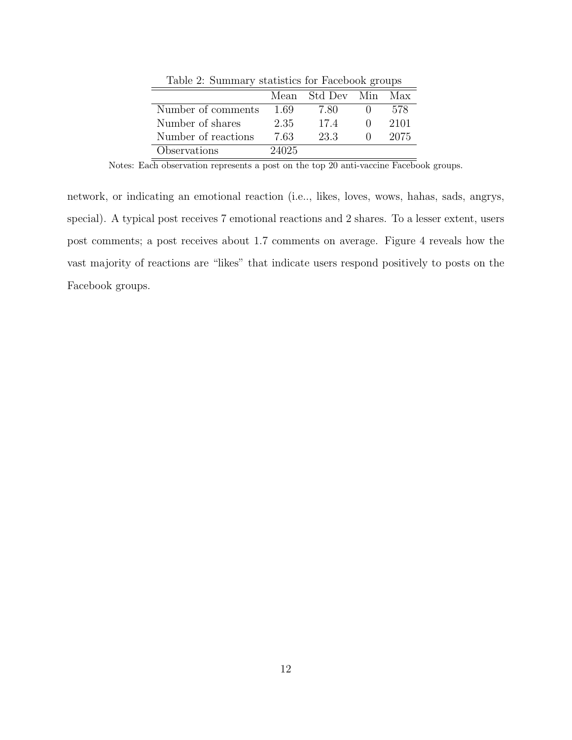Table 2: Summary statistics for Facebook groups

| | Mean | Std Dev | Min | Max |
|---|---|---|---|---|
| Number of comments | 1.69 | 7.80 | 0 | 578 |
| Number of shares | 2.35 | 17.4 | 0 | 2101 |
| Number of reactions | 7.63 | 23.3 | 0 | 2075 |
| Observations | 24025 | | | |

Notes: Each observation represents a post on the top 20 anti-vaccine Facebook groups.

network, or indicating an emotional reaction (i.e.., likes, loves, wows, hahas, sads, angrys, special). A typical post receives 7 emotional reactions and 2 shares. To a lesser extent, users post comments; a post receives about 1.7 comments on average. Figure 4 reveals how the vast majority of reactions are "likes" that indicate users respond positively to posts on the Facebook groups.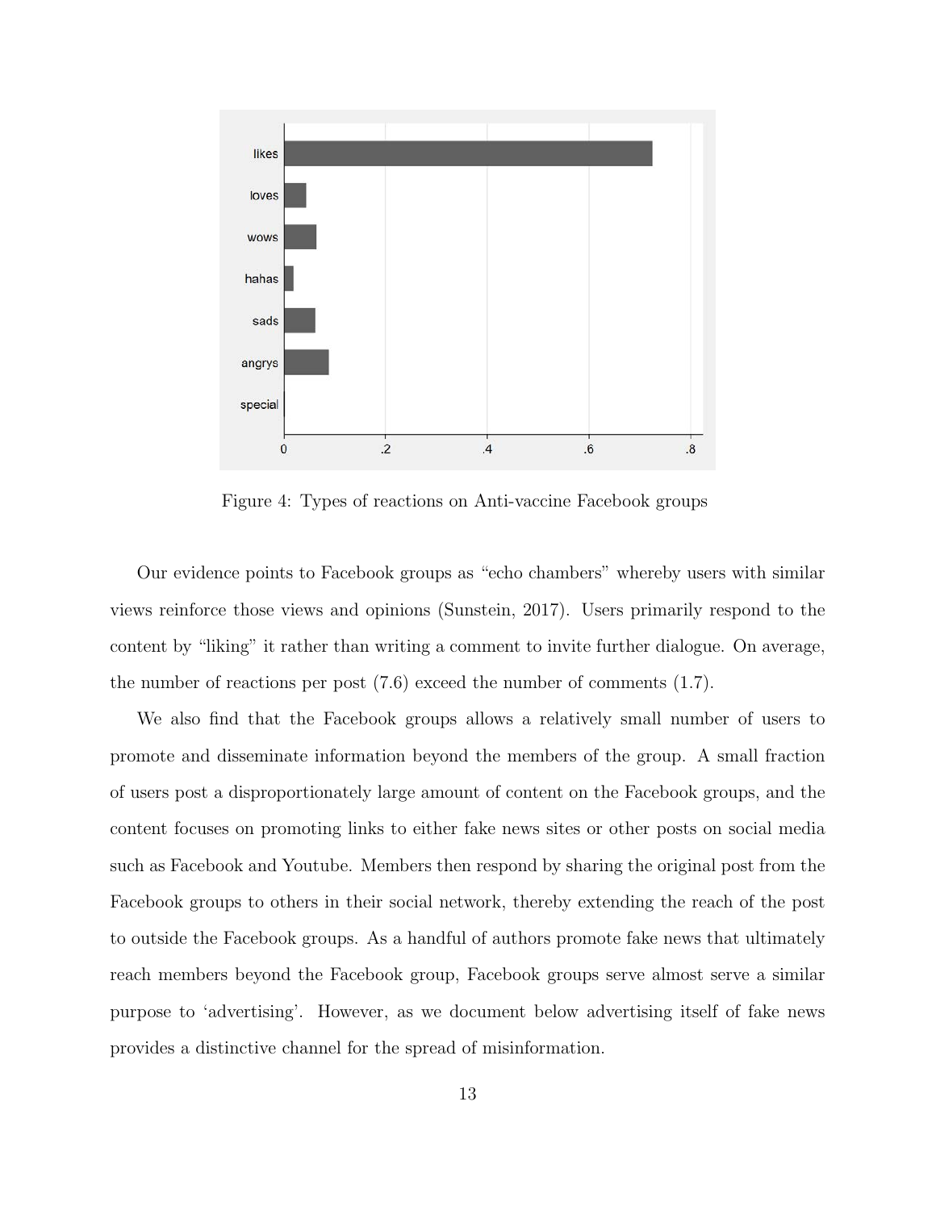Figure 4: Types of reactions on Anti-vaccine Facebook groups

Our evidence points to Facebook groups as "echo chambers" whereby users with similar views reinforce those views and opinions (Sunstein, 2017). Users primarily respond to the content by "liking" it rather than writing a comment to invite further dialogue. On average, the number of reactions per post (7.6) exceed the number of comments (1.7).

We also find that the Facebook groups allows a relatively small number of users to promote and disseminate information beyond the members of the group. A small fraction of users post a disproportionately large amount of content on the Facebook groups, and the content focuses on promoting links to either fake news sites or other posts on social media such as Facebook and Youtube. Members then respond by sharing the original post from the Facebook groups to others in their social network, thereby extending the reach of the post to outside the Facebook groups. As a handful of authors promote fake news that ultimately reach members beyond the Facebook group, Facebook groups serve almost serve a similar purpose to 'advertising'. However, as we document below advertising itself of fake news provides a distinctive channel for the spread of misinformation.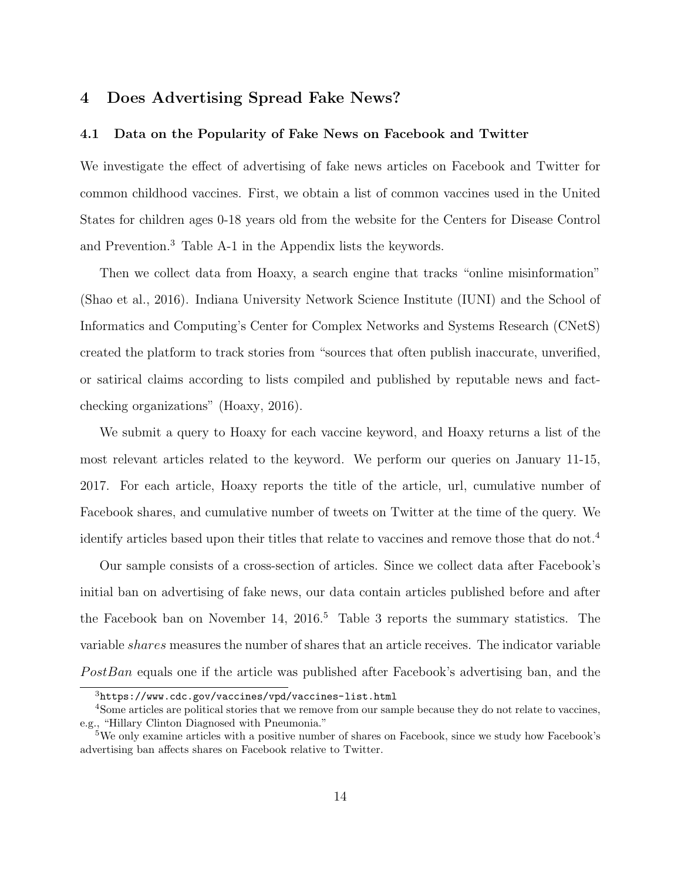## 4 Does Advertising Spread Fake News?

### 4.1 Data on the Popularity of Fake News on Facebook and Twitter

We investigate the effect of advertising of fake news articles on Facebook and Twitter for common childhood vaccines. First, we obtain a list of common vaccines used in the United States for children ages 0-18 years old from the website for the Centers for Disease Control and Prevention.[3] Table A-1 in the Appendix lists the keywords.

Then we collect data from Hoaxy, a search engine that tracks "online misinformation" (Shao et al., 2016). Indiana University Network Science Institute (IUNI) and the School of Informatics and Computing's Center for Complex Networks and Systems Research (CNetS) created the platform to track stories from "sources that often publish inaccurate, unverified, or satirical claims according to lists compiled and published by reputable news and fact-checking organizations" (Hoaxy, 2016).

We submit a query to Hoaxy for each vaccine keyword, and Hoaxy returns a list of the most relevant articles related to the keyword. We perform our queries on January 11-15, 2017. For each article, Hoaxy reports the title of the article, url, cumulative number of Facebook shares, and cumulative number of tweets on Twitter at the time of the query. We identify articles based upon their titles that relate to vaccines and remove those that do not.[4]

Our sample consists of a cross-section of articles. Since we collect data after Facebook's initial ban on advertising of fake news, our data contain articles published before and after the Facebook ban on November 14, 2016.[5] Table 3 reports the summary statistics. The variable *shares* measures the number of shares that an article receives. The indicator variable *PostBan* equals one if the article was published after Facebook's advertising ban, and the

---

[3] `https://www.cdc.gov/vaccines/vpd/vaccines-list.html`

[4] Some articles are political stories that we remove from our sample because they do not relate to vaccines, e.g., "Hillary Clinton Diagnosed with Pneumonia."

[5] We only examine articles with a positive number of shares on Facebook, since we study how Facebook's advertising ban affects shares on Facebook relative to Twitter.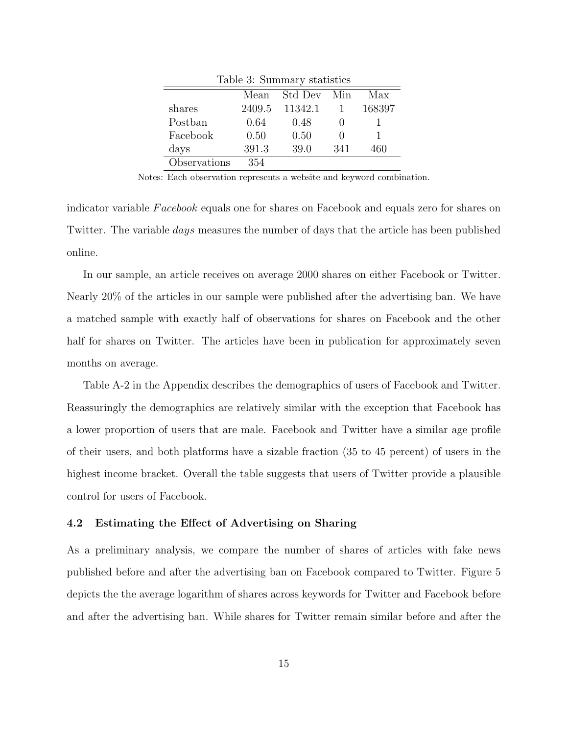Table 3: Summary statistics

| | Mean | Std Dev | Min | Max |
|---|---|---|---|---|
| shares | 2409.5 | 11342.1 | 1 | 168397 |
| Postban | 0.64 | 0.48 | 0 | 1 |
| Facebook | 0.50 | 0.50 | 0 | 1 |
| days | 391.3 | 39.0 | 341 | 460 |
| Observations | 354 | | | |

Notes: Each observation represents a website and keyword combination.

indicator variable *Facebook* equals one for shares on Facebook and equals zero for shares on Twitter. The variable *days* measures the number of days that the article has been published online.

In our sample, an article receives on average 2000 shares on either Facebook or Twitter. Nearly 20% of the articles in our sample were published after the advertising ban. We have a matched sample with exactly half of observations for shares on Facebook and the other half for shares on Twitter. The articles have been in publication for approximately seven months on average.

Table A-2 in the Appendix describes the demographics of users of Facebook and Twitter. Reassuringly the demographics are relatively similar with the exception that Facebook has a lower proportion of users that are male. Facebook and Twitter have a similar age profile of their users, and both platforms have a sizable fraction (35 to 45 percent) of users in the highest income bracket. Overall the table suggests that users of Twitter provide a plausible control for users of Facebook.

### 4.2 Estimating the Effect of Advertising on Sharing

As a preliminary analysis, we compare the number of shares of articles with fake news published before and after the advertising ban on Facebook compared to Twitter. Figure 5 depicts the the average logarithm of shares across keywords for Twitter and Facebook before and after the advertising ban. While shares for Twitter remain similar before and after the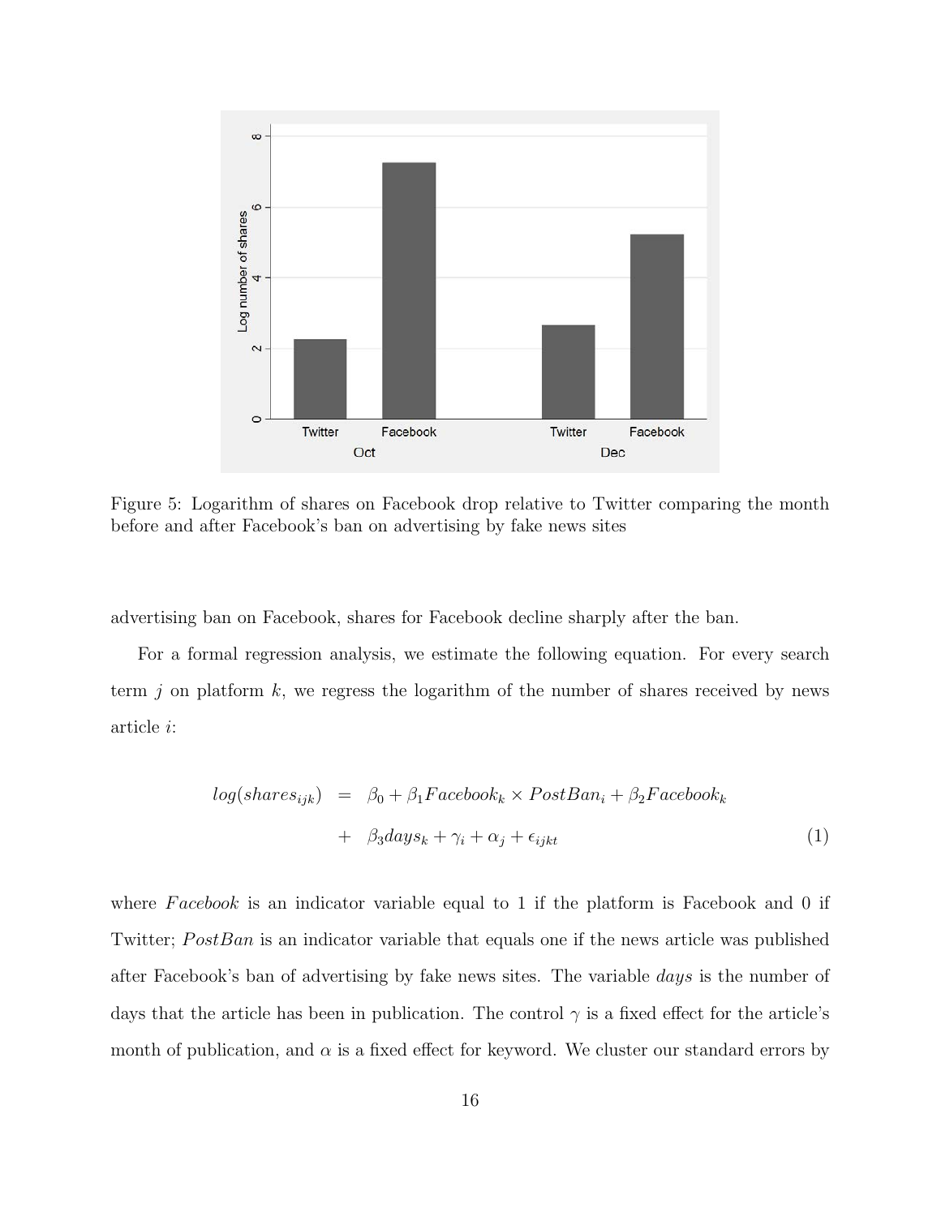Figure 5: Logarithm of shares on Facebook drop relative to Twitter comparing the month before and after Facebook's ban on advertising by fake news sites

advertising ban on Facebook, shares for Facebook decline sharply after the ban.

For a formal regression analysis, we estimate the following equation. For every search term $j$ on platform $k$, we regress the logarithm of the number of shares received by news article $i$:

$$
\begin{aligned}
log(shares_{ijk}) &= \beta_0 + \beta_1 Facebook_k \times PostBan_i + \beta_2 Facebook_k \\
&+ \beta_3 days_k + \gamma_i + \alpha_j + \epsilon_{ijkt} \qquad (1)
\end{aligned}
$$

where $Facebook$ is an indicator variable equal to 1 if the platform is Facebook and 0 if Twitter; $PostBan$ is an indicator variable that equals one if the news article was published after Facebook's ban of advertising by fake news sites. The variable $days$ is the number of days that the article has been in publication. The control $\gamma$ is a fixed effect for the article's month of publication, and $\alpha$ is a fixed effect for keyword. We cluster our standard errors by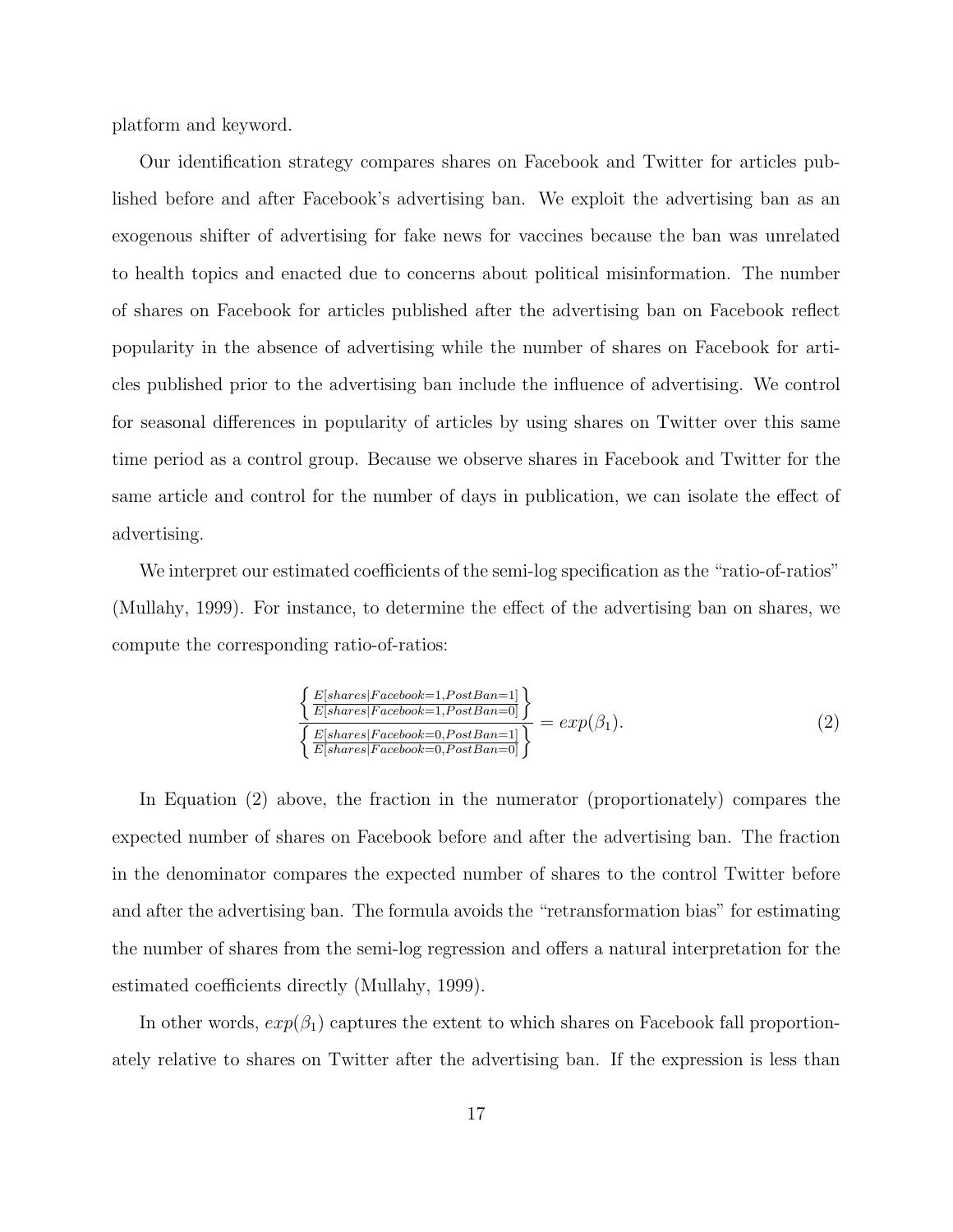platform and keyword.

Our identification strategy compares shares on Facebook and Twitter for articles published before and after Facebook's advertising ban. We exploit the advertising ban as an exogenous shifter of advertising for fake news for vaccines because the ban was unrelated to health topics and enacted due to concerns about political misinformation. The number of shares on Facebook for articles published after the advertising ban on Facebook reflect popularity in the absence of advertising while the number of shares on Facebook for articles published prior to the advertising ban include the influence of advertising. We control for seasonal differences in popularity of articles by using shares on Twitter over this same time period as a control group. Because we observe shares in Facebook and Twitter for the same article and control for the number of days in publication, we can isolate the effect of advertising.

We interpret our estimated coefficients of the semi-log specification as the "ratio-of-ratios" (Mullahy, 1999). For instance, to determine the effect of the advertising ban on shares, we compute the corresponding ratio-of-ratios:

$$\frac{\left\{\frac{E[shares|Facebook=1,PostBan=1]}{E[shares|Facebook=1,PostBan=0]}\right\}}{\left\{\frac{E[shares|Facebook=0,PostBan=1]}{E[shares|Facebook=0,PostBan=0]}\right\}} = exp(\beta_1). \tag{2}$$

In Equation (2) above, the fraction in the numerator (proportionately) compares the expected number of shares on Facebook before and after the advertising ban. The fraction in the denominator compares the expected number of shares to the control Twitter before and after the advertising ban. The formula avoids the "retransformation bias" for estimating the number of shares from the semi-log regression and offers a natural interpretation for the estimated coefficients directly (Mullahy, 1999).

In other words, $exp(\beta_1)$ captures the extent to which shares on Facebook fall proportionately relative to shares on Twitter after the advertising ban. If the expression is less than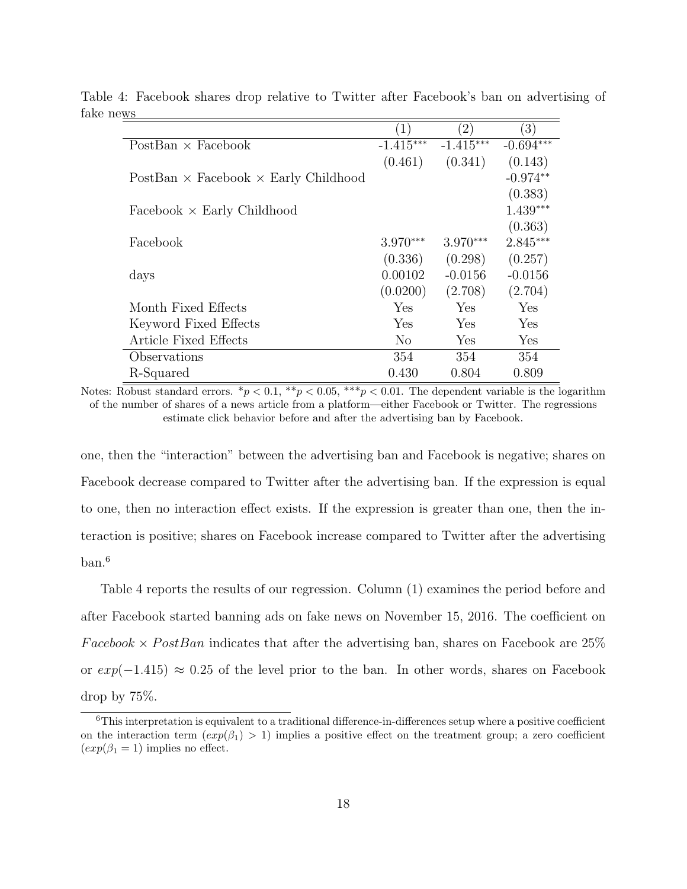Table 4: Facebook shares drop relative to Twitter after Facebook's ban on advertising of fake news

| | (1) | (2) | (3) |
|---|---|---|---|
| PostBan × Facebook | -1.415*** | -1.415*** | -0.694*** |
| | (0.461) | (0.341) | (0.143) |
| PostBan × Facebook × Early Childhood | | | -0.974** |
| | | | (0.383) |
| Facebook × Early Childhood | | | 1.439*** |
| | | | (0.363) |
| Facebook | 3.970*** | 3.970*** | 2.845*** |
| | (0.336) | (0.298) | (0.257) |
| days | 0.00102 | -0.0156 | -0.0156 |
| | (0.0200) | (2.708) | (2.704) |
| Month Fixed Effects | Yes | Yes | Yes |
| Keyword Fixed Effects | Yes | Yes | Yes |
| Article Fixed Effects | No | Yes | Yes |
| Observations | 354 | 354 | 354 |
| R-Squared | 0.430 | 0.804 | 0.809 |

Notes: Robust standard errors. $^{*}p < 0.1$, $^{**}p < 0.05$, $^{***}p < 0.01$. The dependent variable is the logarithm of the number of shares of a news article from a platform—either Facebook or Twitter. The regressions estimate click behavior before and after the advertising ban by Facebook.

one, then the "interaction" between the advertising ban and Facebook is negative; shares on Facebook decrease compared to Twitter after the advertising ban. If the expression is equal to one, then no interaction effect exists. If the expression is greater than one, then the interaction is positive; shares on Facebook increase compared to Twitter after the advertising ban.[6]

Table 4 reports the results of our regression. Column (1) examines the period before and after Facebook started banning ads on fake news on November 15, 2016. The coefficient on $Facebook \times PostBan$ indicates that after the advertising ban, shares on Facebook are 25% or $exp(-1.415) \approx 0.25$ of the level prior to the ban. In other words, shares on Facebook drop by 75%.

[6] This interpretation is equivalent to a traditional difference-in-differences setup where a positive coefficient on the interaction term ($exp(\beta_1) > 1$) implies a positive effect on the treatment group; a zero coefficient ($exp(\beta_1 = 1)$ implies no effect.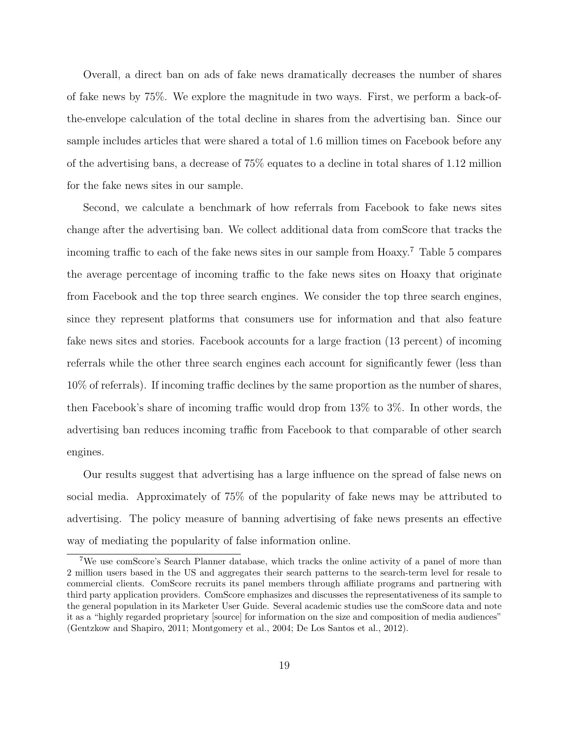Overall, a direct ban on ads of fake news dramatically decreases the number of shares of fake news by 75%. We explore the magnitude in two ways. First, we perform a back-of-the-envelope calculation of the total decline in shares from the advertising ban. Since our sample includes articles that were shared a total of 1.6 million times on Facebook before any of the advertising bans, a decrease of 75% equates to a decline in total shares of 1.12 million for the fake news sites in our sample.

Second, we calculate a benchmark of how referrals from Facebook to fake news sites change after the advertising ban. We collect additional data from comScore that tracks the incoming traffic to each of the fake news sites in our sample from Hoaxy.[7] Table 5 compares the average percentage of incoming traffic to the fake news sites on Hoaxy that originate from Facebook and the top three search engines. We consider the top three search engines, since they represent platforms that consumers use for information and that also feature fake news sites and stories. Facebook accounts for a large fraction (13 percent) of incoming referrals while the other three search engines each account for significantly fewer (less than 10% of referrals). If incoming traffic declines by the same proportion as the number of shares, then Facebook's share of incoming traffic would drop from 13% to 3%. In other words, the advertising ban reduces incoming traffic from Facebook to that comparable of other search engines.

Our results suggest that advertising has a large influence on the spread of false news on social media. Approximately of 75% of the popularity of fake news may be attributed to advertising. The policy measure of banning advertising of fake news presents an effective way of mediating the popularity of false information online.

[7]We use comScore's Search Planner database, which tracks the online activity of a panel of more than 2 million users based in the US and aggregates their search patterns to the search-term level for resale to commercial clients. ComScore recruits its panel members through affiliate programs and partnering with third party application providers. ComScore emphasizes and discusses the representativeness of its sample to the general population in its Marketer User Guide. Several academic studies use the comScore data and note it as a "highly regarded proprietary [source] for information on the size and composition of media audiences" (Gentzkow and Shapiro, 2011; Montgomery et al., 2004; De Los Santos et al., 2012).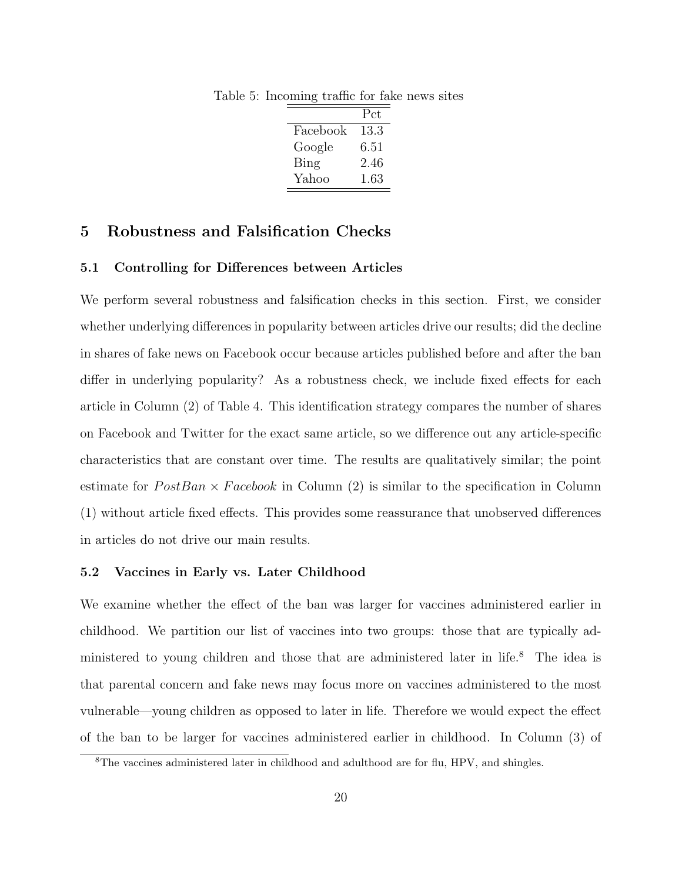Table 5: Incoming traffic for fake news sites

| | Pct |
|---|---|
| Facebook | 13.3 |
| Google | 6.51 |
| Bing | 2.46 |
| Yahoo | 1.63 |

# 5 Robustness and Falsification Checks

## 5.1 Controlling for Differences between Articles

We perform several robustness and falsification checks in this section. First, we consider whether underlying differences in popularity between articles drive our results; did the decline in shares of fake news on Facebook occur because articles published before and after the ban differ in underlying popularity? As a robustness check, we include fixed effects for each article in Column (2) of Table 4. This identification strategy compares the number of shares on Facebook and Twitter for the exact same article, so we difference out any article-specific characteristics that are constant over time. The results are qualitatively similar; the point estimate for $PostBan \times Facebook$ in Column (2) is similar to the specification in Column (1) without article fixed effects. This provides some reassurance that unobserved differences in articles do not drive our main results.

## 5.2 Vaccines in Early vs. Later Childhood

We examine whether the effect of the ban was larger for vaccines administered earlier in childhood. We partition our list of vaccines into two groups: those that are typically administered to young children and those that are administered later in life.[8] The idea is that parental concern and fake news may focus more on vaccines administered to the most vulnerable—young children as opposed to later in life. Therefore we would expect the effect of the ban to be larger for vaccines administered earlier in childhood. In Column (3) of

[8] The vaccines administered later in childhood and adulthood are for flu, HPV, and shingles.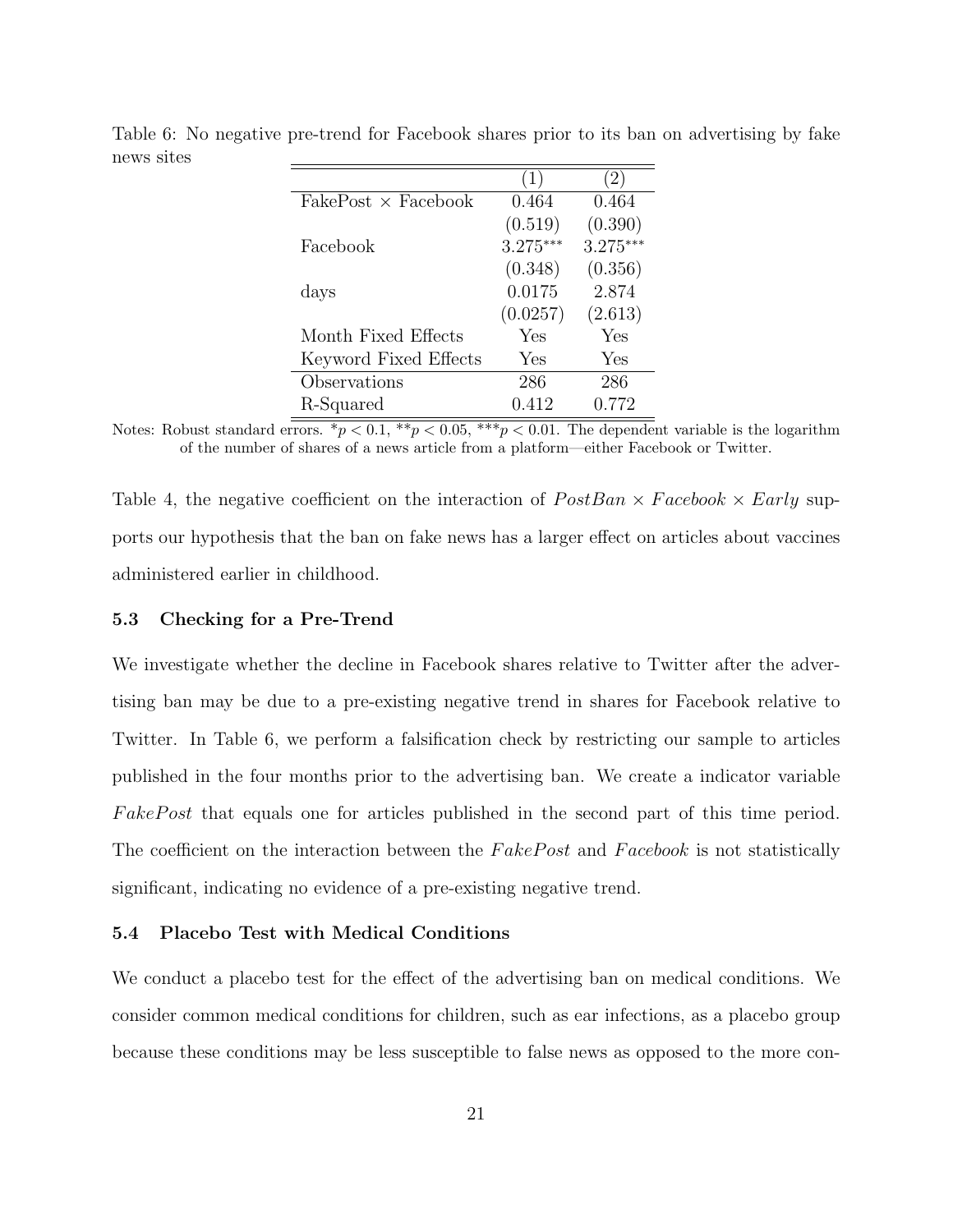Table 6: No negative pre-trend for Facebook shares prior to its ban on advertising by fake news sites

| | (1) | (2) |
|---|---|---|
| FakePost × Facebook | 0.464 | 0.464 |
| | (0.519) | (0.390) |
| Facebook | 3.275*** | 3.275*** |
| | (0.348) | (0.356) |
| days | 0.0175 | 2.874 |
| | (0.0257) | (2.613) |
| Month Fixed Effects | Yes | Yes |
| Keyword Fixed Effects | Yes | Yes |
| Observations | 286 | 286 |
| R-Squared | 0.412 | 0.772 |

Notes: Robust standard errors. $^{*}p < 0.1$, $^{**}p < 0.05$, $^{***}p < 0.01$. The dependent variable is the logarithm of the number of shares of a news article from a platform—either Facebook or Twitter.

Table 4, the negative coefficient on the interaction of $PostBan \times Facebook \times Early$ supports our hypothesis that the ban on fake news has a larger effect on articles about vaccines administered earlier in childhood.

### 5.3 Checking for a Pre-Trend

We investigate whether the decline in Facebook shares relative to Twitter after the advertising ban may be due to a pre-existing negative trend in shares for Facebook relative to Twitter. In Table 6, we perform a falsification check by restricting our sample to articles published in the four months prior to the advertising ban. We create a indicator variable $FakePost$ that equals one for articles published in the second part of this time period. The coefficient on the interaction between the $FakePost$ and $Facebook$ is not statistically significant, indicating no evidence of a pre-existing negative trend.

### 5.4 Placebo Test with Medical Conditions

We conduct a placebo test for the effect of the advertising ban on medical conditions. We consider common medical conditions for children, such as ear infections, as a placebo group because these conditions may be less susceptible to false news as opposed to the more con-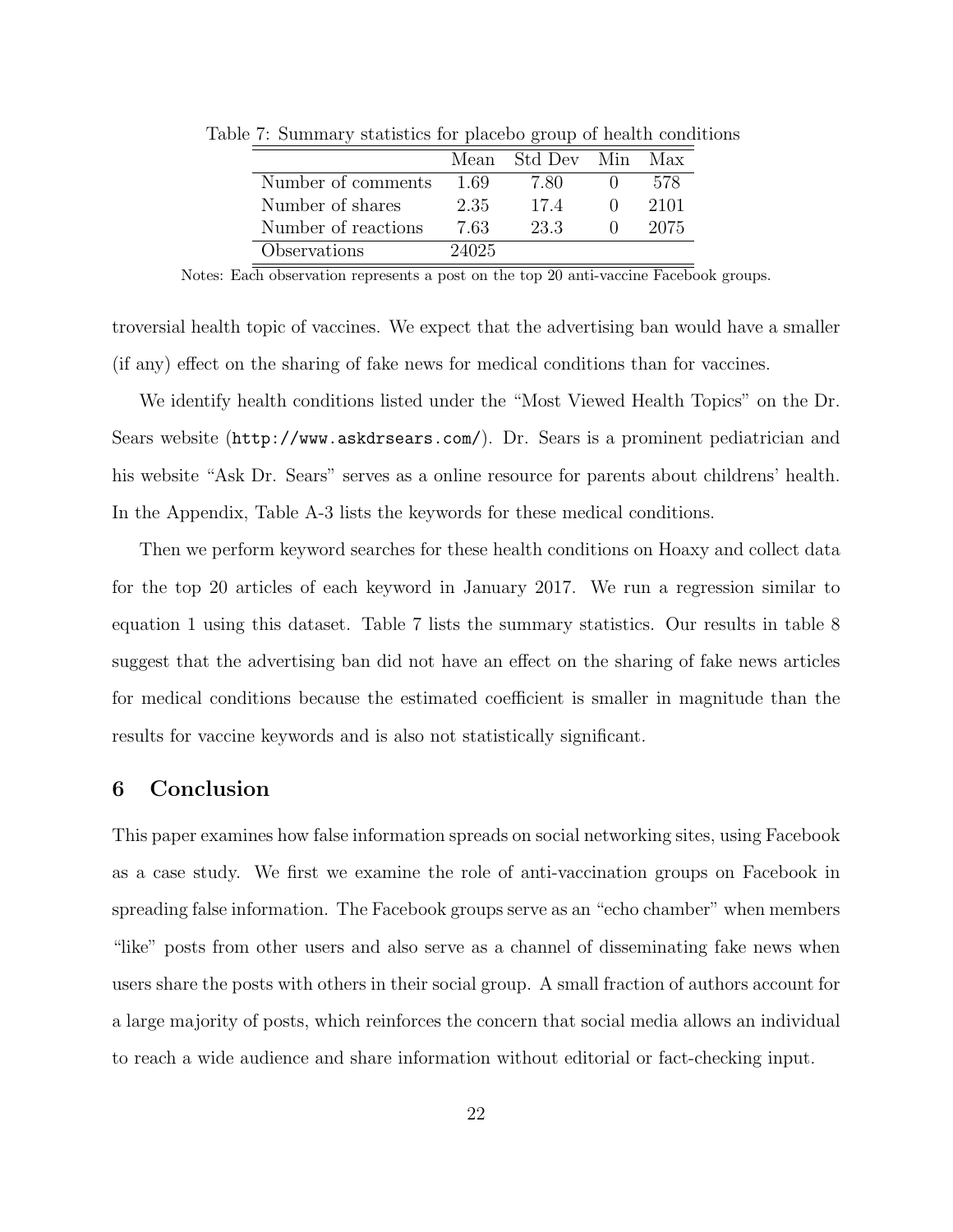Table 7: Summary statistics for placebo group of health conditions

| | Mean | Std Dev | Min | Max |
|---|---|---|---|---|
| Number of comments | 1.69 | 7.80 | 0 | 578 |
| Number of shares | 2.35 | 17.4 | 0 | 2101 |
| Number of reactions | 7.63 | 23.3 | 0 | 2075 |
| Observations | 24025 | | | |

Notes: Each observation represents a post on the top 20 anti-vaccine Facebook groups.

troversial health topic of vaccines. We expect that the advertising ban would have a smaller (if any) effect on the sharing of fake news for medical conditions than for vaccines.

We identify health conditions listed under the "Most Viewed Health Topics" on the Dr. Sears website (`http://www.askdrsears.com/`). Dr. Sears is a prominent pediatrician and his website "Ask Dr. Sears" serves as a online resource for parents about childrens' health. In the Appendix, Table A-3 lists the keywords for these medical conditions.

Then we perform keyword searches for these health conditions on Hoaxy and collect data for the top 20 articles of each keyword in January 2017. We run a regression similar to equation 1 using this dataset. Table 7 lists the summary statistics. Our results in table 8 suggest that the advertising ban did not have an effect on the sharing of fake news articles for medical conditions because the estimated coefficient is smaller in magnitude than the results for vaccine keywords and is also not statistically significant.

## 6 Conclusion

This paper examines how false information spreads on social networking sites, using Facebook as a case study. We first we examine the role of anti-vaccination groups on Facebook in spreading false information. The Facebook groups serve as an "echo chamber" when members "like" posts from other users and also serve as a channel of disseminating fake news when users share the posts with others in their social group. A small fraction of authors account for a large majority of posts, which reinforces the concern that social media allows an individual to reach a wide audience and share information without editorial or fact-checking input.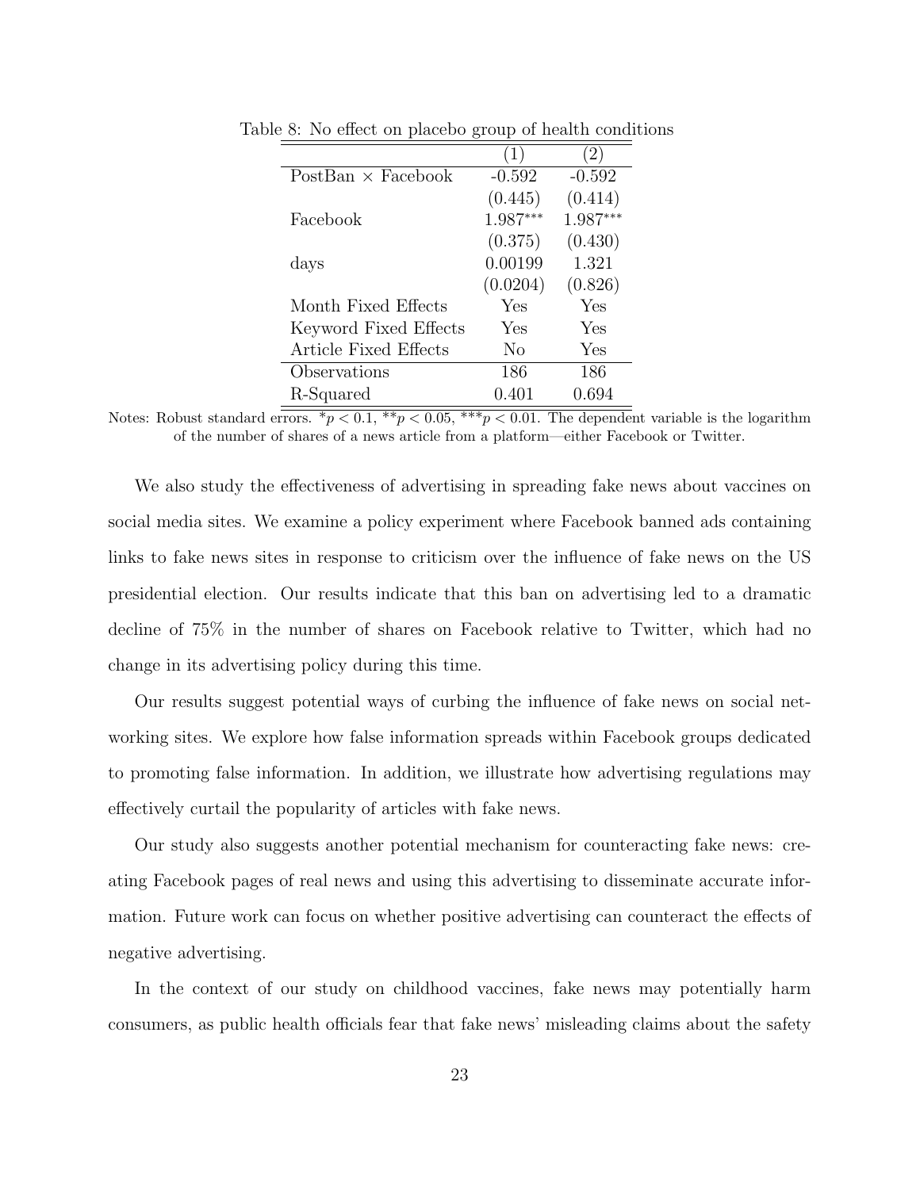Table 8: No effect on placebo group of health conditions

| | (1) | (2) |
|---|---|---|
| PostBan × Facebook | -0.592 | -0.592 |
| | (0.445) | (0.414) |
| Facebook | 1.987*** | 1.987*** |
| | (0.375) | (0.430) |
| days | 0.00199 | 1.321 |
| | (0.0204) | (0.826) |
| Month Fixed Effects | Yes | Yes |
| Keyword Fixed Effects | Yes | Yes |
| Article Fixed Effects | No | Yes |
| Observations | 186 | 186 |
| R-Squared | 0.401 | 0.694 |

Notes: Robust standard errors. $^{*}p < 0.1$, $^{**}p < 0.05$, $^{***}p < 0.01$. The dependent variable is the logarithm of the number of shares of a news article from a platform—either Facebook or Twitter.

We also study the effectiveness of advertising in spreading fake news about vaccines on social media sites. We examine a policy experiment where Facebook banned ads containing links to fake news sites in response to criticism over the influence of fake news on the US presidential election. Our results indicate that this ban on advertising led to a dramatic decline of 75% in the number of shares on Facebook relative to Twitter, which had no change in its advertising policy during this time.

Our results suggest potential ways of curbing the influence of fake news on social networking sites. We explore how false information spreads within Facebook groups dedicated to promoting false information. In addition, we illustrate how advertising regulations may effectively curtail the popularity of articles with fake news.

Our study also suggests another potential mechanism for counteracting fake news: creating Facebook pages of real news and using this advertising to disseminate accurate information. Future work can focus on whether positive advertising can counteract the effects of negative advertising.

In the context of our study on childhood vaccines, fake news may potentially harm consumers, as public health officials fear that fake news' misleading claims about the safety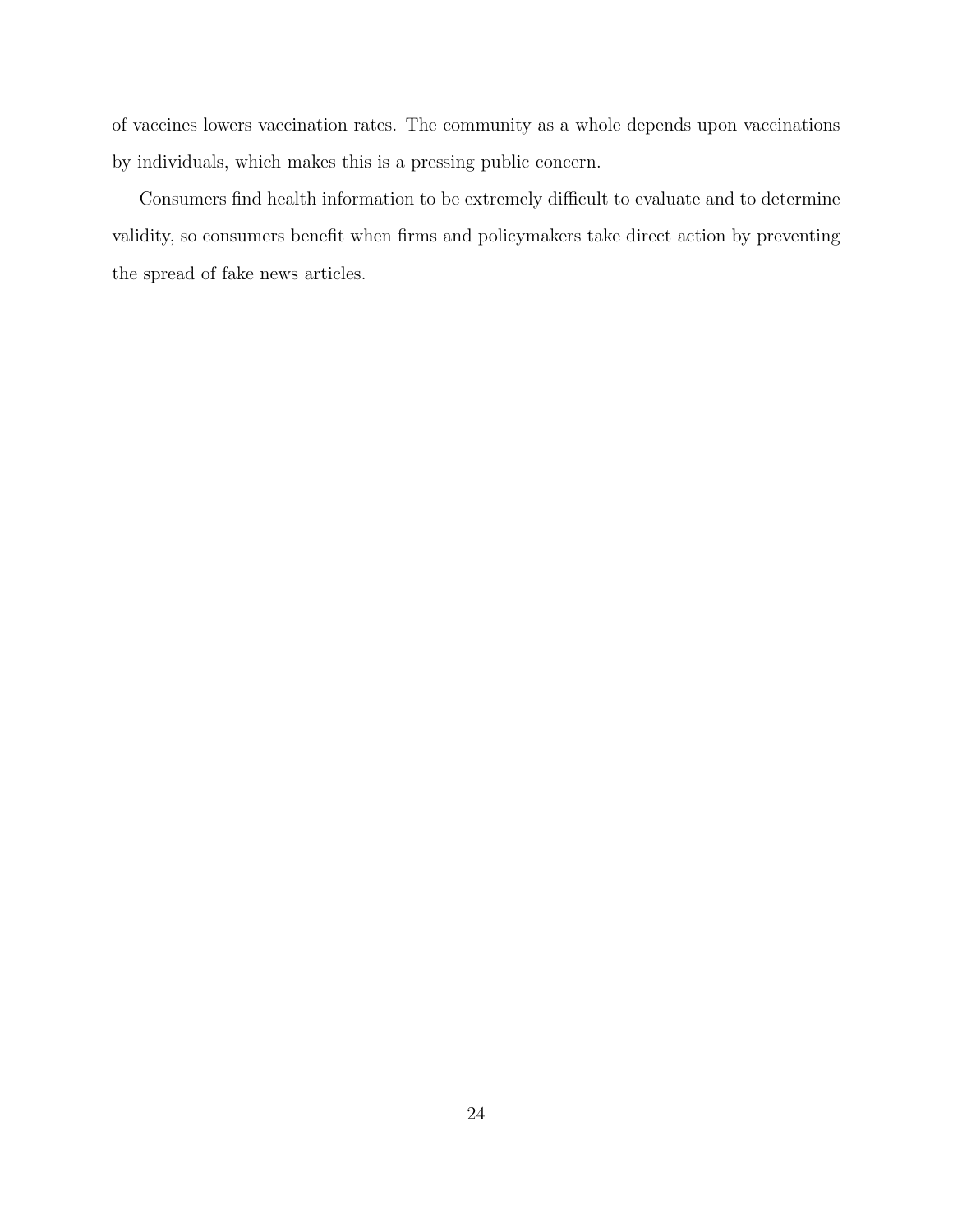of vaccines lowers vaccination rates. The community as a whole depends upon vaccinations by individuals, which makes this is a pressing public concern.

Consumers find health information to be extremely difficult to evaluate and to determine validity, so consumers benefit when firms and policymakers take direct action by preventing the spread of fake news articles.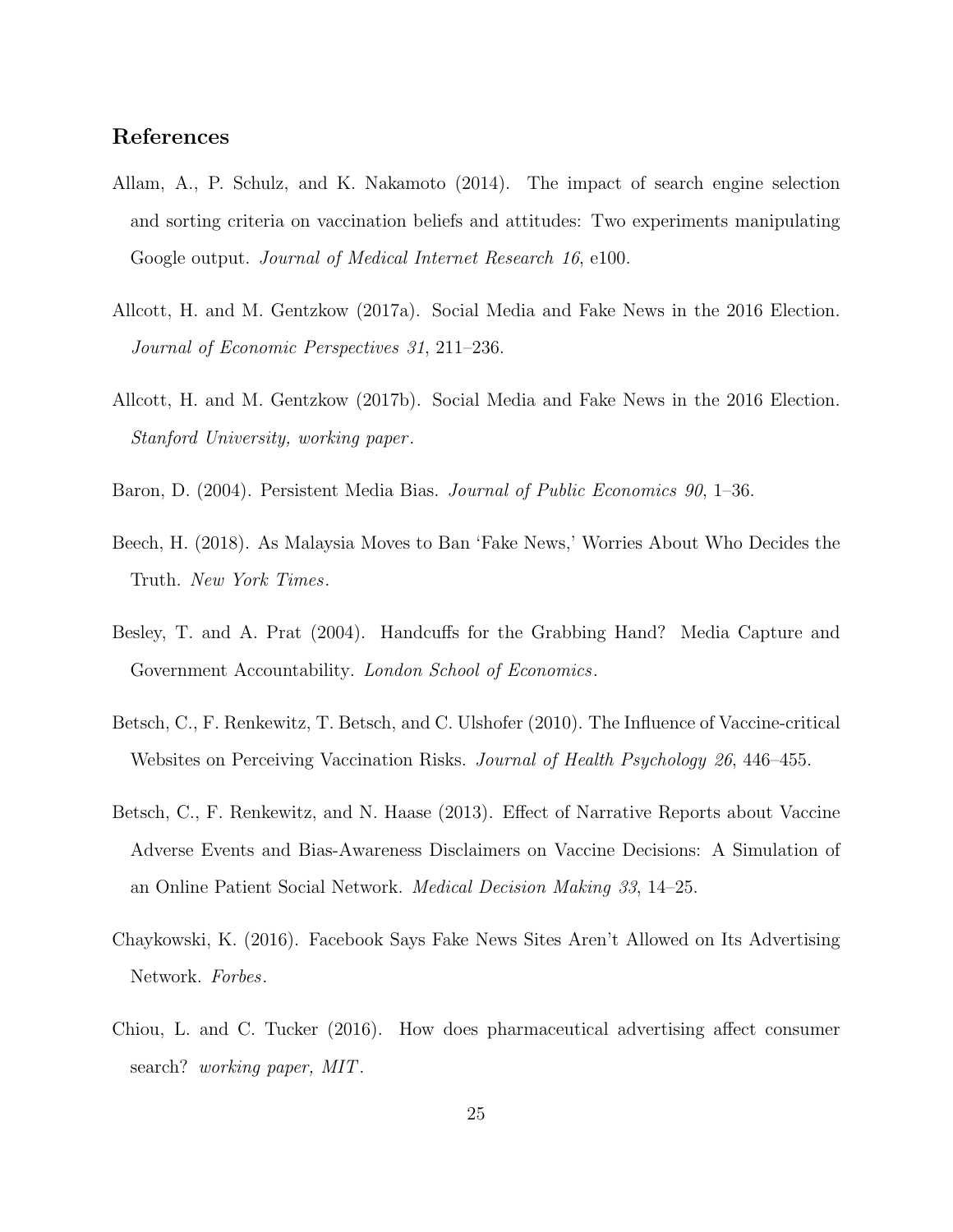## References

Allam, A., P. Schulz, and K. Nakamoto (2014). The impact of search engine selection and sorting criteria on vaccination beliefs and attitudes: Two experiments manipulating Google output. *Journal of Medical Internet Research 16*, e100.

Allcott, H. and M. Gentzkow (2017a). Social Media and Fake News in the 2016 Election. *Journal of Economic Perspectives 31*, 211–236.

Allcott, H. and M. Gentzkow (2017b). Social Media and Fake News in the 2016 Election. *Stanford University, working paper*.

Baron, D. (2004). Persistent Media Bias. *Journal of Public Economics 90*, 1–36.

Beech, H. (2018). As Malaysia Moves to Ban 'Fake News,' Worries About Who Decides the Truth. *New York Times*.

Besley, T. and A. Prat (2004). Handcuffs for the Grabbing Hand? Media Capture and Government Accountability. *London School of Economics*.

Betsch, C., F. Renkewitz, T. Betsch, and C. Ulshofer (2010). The Influence of Vaccine-critical Websites on Perceiving Vaccination Risks. *Journal of Health Psychology 26*, 446–455.

Betsch, C., F. Renkewitz, and N. Haase (2013). Effect of Narrative Reports about Vaccine Adverse Events and Bias-Awareness Disclaimers on Vaccine Decisions: A Simulation of an Online Patient Social Network. *Medical Decision Making 33*, 14–25.

Chaykowski, K. (2016). Facebook Says Fake News Sites Aren't Allowed on Its Advertising Network. *Forbes*.

Chiou, L. and C. Tucker (2016). How does pharmaceutical advertising affect consumer search? *working paper, MIT*.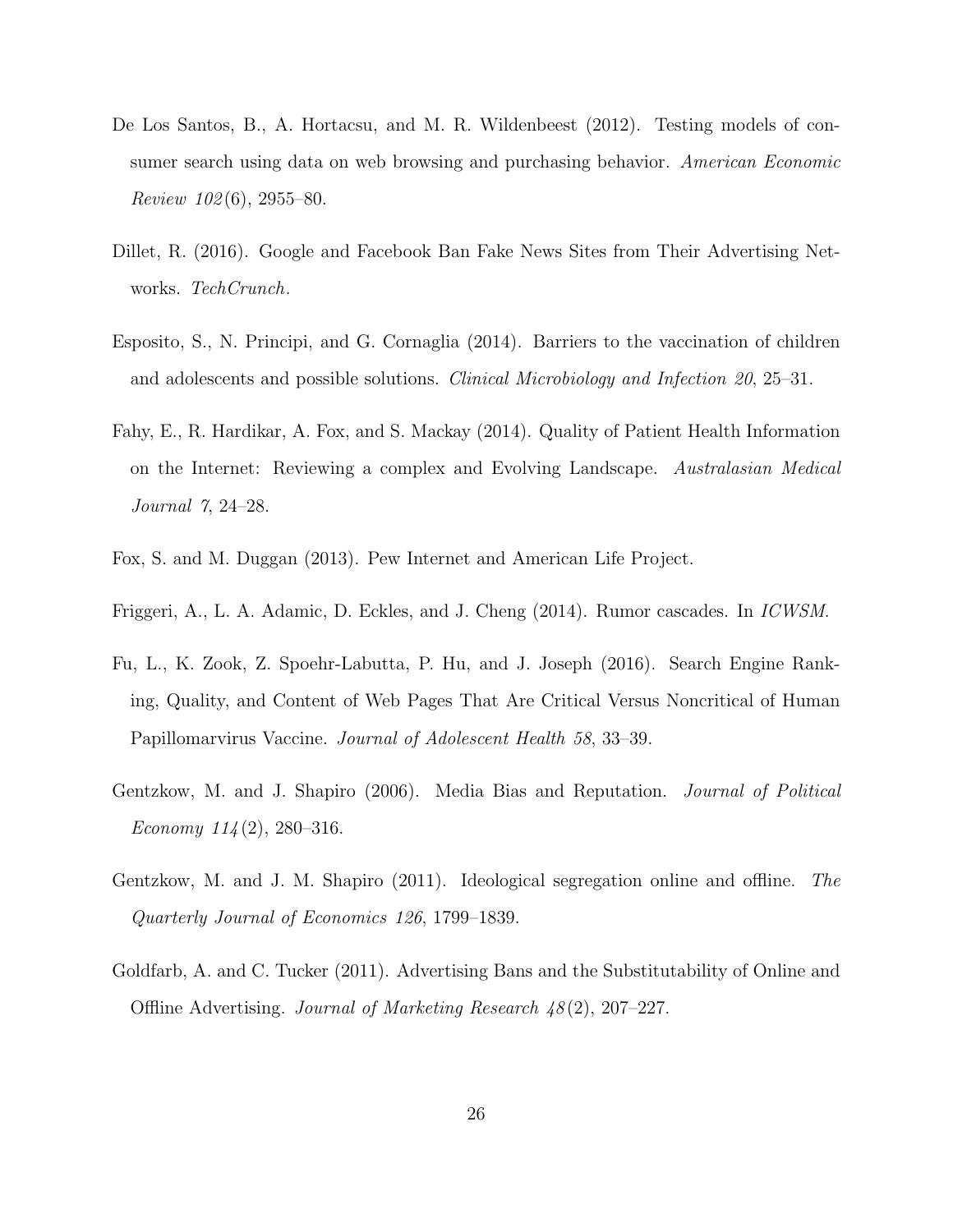De Los Santos, B., A. Hortacsu, and M. R. Wildenbeest (2012). Testing models of consumer search using data on web browsing and purchasing behavior. *American Economic Review 102*(6), 2955–80.

Dillet, R. (2016). Google and Facebook Ban Fake News Sites from Their Advertising Networks. *TechCrunch.*

Esposito, S., N. Principi, and G. Cornaglia (2014). Barriers to the vaccination of children and adolescents and possible solutions. *Clinical Microbiology and Infection 20*, 25–31.

Fahy, E., R. Hardikar, A. Fox, and S. Mackay (2014). Quality of Patient Health Information on the Internet: Reviewing a complex and Evolving Landscape. *Australasian Medical Journal 7*, 24–28.

Fox, S. and M. Duggan (2013). Pew Internet and American Life Project.

Friggeri, A., L. A. Adamic, D. Eckles, and J. Cheng (2014). Rumor cascades. In *ICWSM.*

Fu, L., K. Zook, Z. Spoehr-Labutta, P. Hu, and J. Joseph (2016). Search Engine Ranking, Quality, and Content of Web Pages That Are Critical Versus Noncritical of Human Papillomarvirus Vaccine. *Journal of Adolescent Health 58*, 33–39.

Gentzkow, M. and J. Shapiro (2006). Media Bias and Reputation. *Journal of Political Economy 114*(2), 280–316.

Gentzkow, M. and J. M. Shapiro (2011). Ideological segregation online and offline. *The Quarterly Journal of Economics 126*, 1799–1839.

Goldfarb, A. and C. Tucker (2011). Advertising Bans and the Substitutability of Online and Offline Advertising. *Journal of Marketing Research 48*(2), 207–227.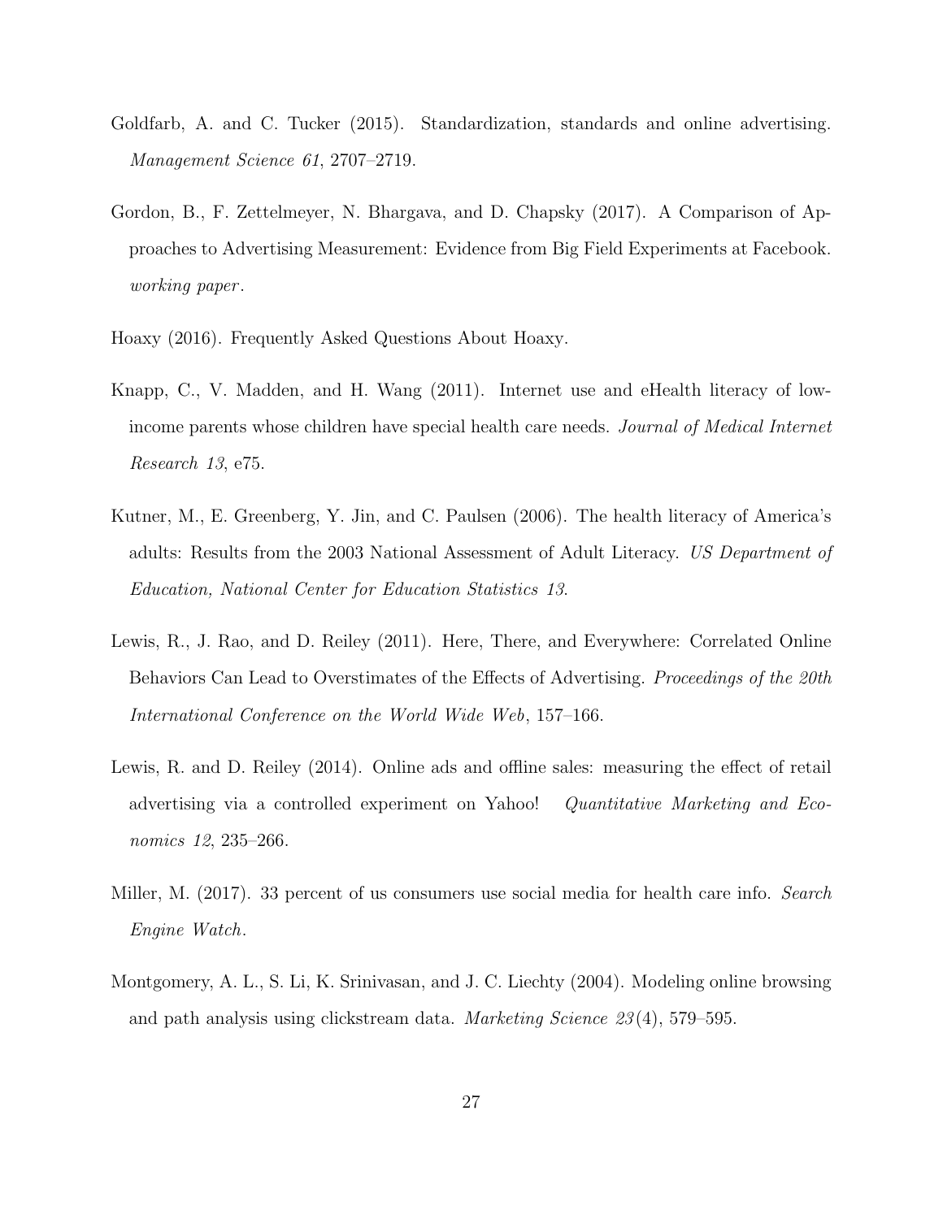Goldfarb, A. and C. Tucker (2015). Standardization, standards and online advertising. *Management Science 61*, 2707–2719.

Gordon, B., F. Zettelmeyer, N. Bhargava, and D. Chapsky (2017). A Comparison of Approaches to Advertising Measurement: Evidence from Big Field Experiments at Facebook. *working paper*.

Hoaxy (2016). Frequently Asked Questions About Hoaxy.

Knapp, C., V. Madden, and H. Wang (2011). Internet use and eHealth literacy of low-income parents whose children have special health care needs. *Journal of Medical Internet Research 13*, e75.

Kutner, M., E. Greenberg, Y. Jin, and C. Paulsen (2006). The health literacy of America's adults: Results from the 2003 National Assessment of Adult Literacy. *US Department of Education, National Center for Education Statistics 13*.

Lewis, R., J. Rao, and D. Reiley (2011). Here, There, and Everywhere: Correlated Online Behaviors Can Lead to Overstimates of the Effects of Advertising. *Proceedings of the 20th International Conference on the World Wide Web*, 157–166.

Lewis, R. and D. Reiley (2014). Online ads and offline sales: measuring the effect of retail advertising via a controlled experiment on Yahoo! *Quantitative Marketing and Economics 12*, 235–266.

Miller, M. (2017). 33 percent of us consumers use social media for health care info. *Search Engine Watch*.

Montgomery, A. L., S. Li, K. Srinivasan, and J. C. Liechty (2004). Modeling online browsing and path analysis using clickstream data. *Marketing Science 23*(4), 579–595.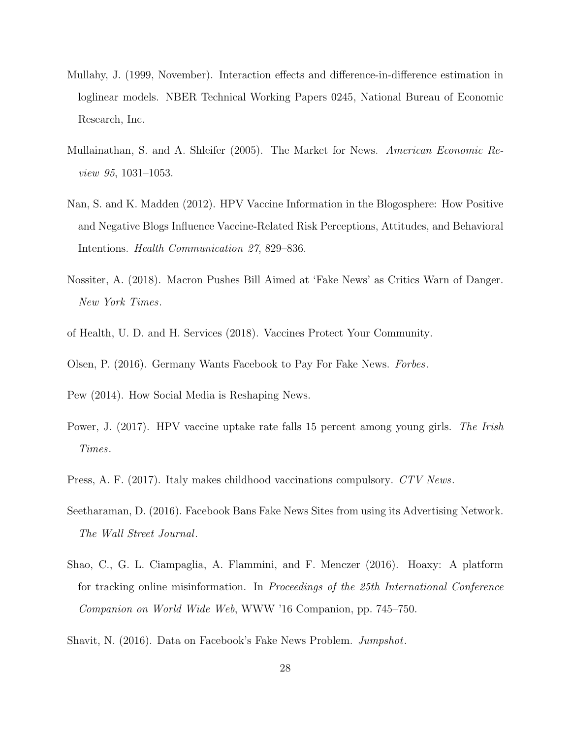Mullahy, J. (1999, November). Interaction effects and difference-in-difference estimation in loglinear models. NBER Technical Working Papers 0245, National Bureau of Economic Research, Inc.

Mullainathan, S. and A. Shleifer (2005). The Market for News. *American Economic Review 95*, 1031–1053.

Nan, S. and K. Madden (2012). HPV Vaccine Information in the Blogosphere: How Positive and Negative Blogs Influence Vaccine-Related Risk Perceptions, Attitudes, and Behavioral Intentions. *Health Communication 27*, 829–836.

Nossiter, A. (2018). Macron Pushes Bill Aimed at 'Fake News' as Critics Warn of Danger. *New York Times*.

of Health, U. D. and H. Services (2018). Vaccines Protect Your Community.

Olsen, P. (2016). Germany Wants Facebook to Pay For Fake News. *Forbes*.

Pew (2014). How Social Media is Reshaping News.

Power, J. (2017). HPV vaccine uptake rate falls 15 percent among young girls. *The Irish Times*.

Press, A. F. (2017). Italy makes childhood vaccinations compulsory. *CTV News*.

Seetharaman, D. (2016). Facebook Bans Fake News Sites from using its Advertising Network. *The Wall Street Journal*.

Shao, C., G. L. Ciampaglia, A. Flammini, and F. Menczer (2016). Hoaxy: A platform for tracking online misinformation. In *Proceedings of the 25th International Conference Companion on World Wide Web*, WWW '16 Companion, pp. 745–750.

Shavit, N. (2016). Data on Facebook's Fake News Problem. *Jumpshot*.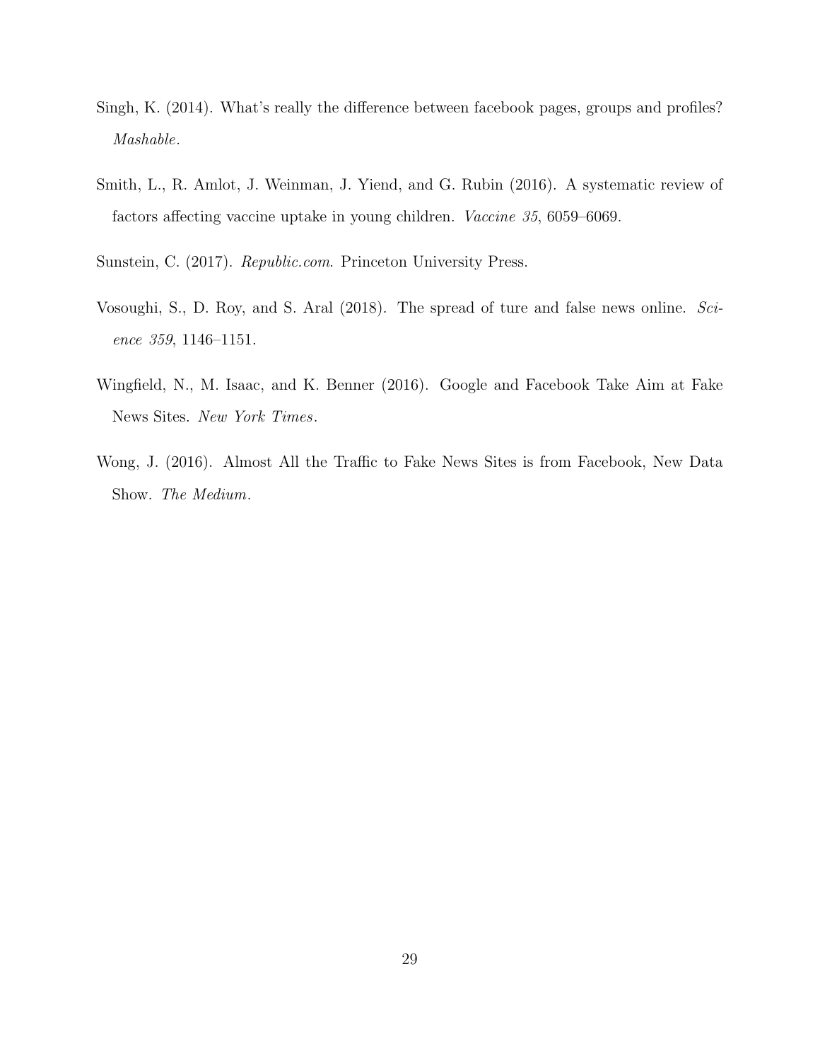Singh, K. (2014). What's really the difference between facebook pages, groups and profiles? *Mashable*.

Smith, L., R. Amlot, J. Weinman, J. Yiend, and G. Rubin (2016). A systematic review of factors affecting vaccine uptake in young children. *Vaccine 35*, 6059–6069.

Sunstein, C. (2017). *Republic.com*. Princeton University Press.

Vosoughi, S., D. Roy, and S. Aral (2018). The spread of ture and false news online. *Science 359*, 1146–1151.

Wingfield, N., M. Isaac, and K. Benner (2016). Google and Facebook Take Aim at Fake News Sites. *New York Times*.

Wong, J. (2016). Almost All the Traffic to Fake News Sites is from Facebook, New Data Show. *The Medium*.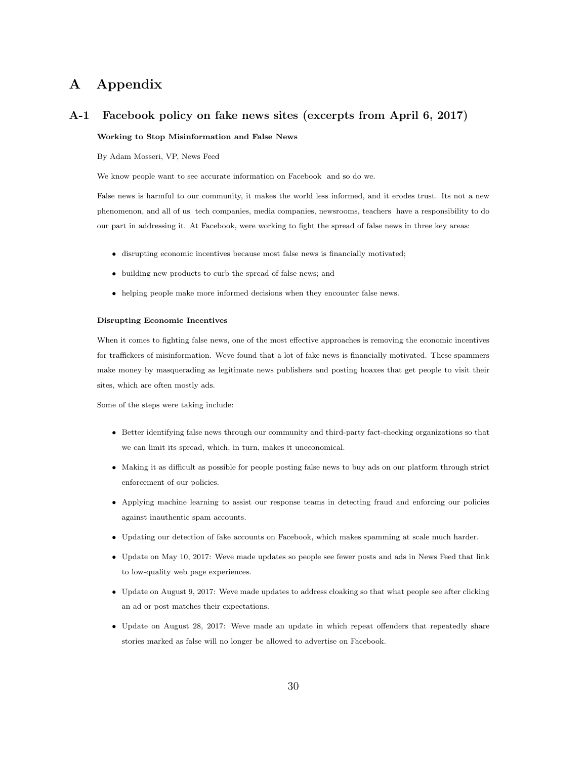# A Appendix

## A-1 Facebook policy on fake news sites (excerpts from April 6, 2017)

**Working to Stop Misinformation and False News**

By Adam Mosseri, VP, News Feed

We know people want to see accurate information on Facebook and so do we.

False news is harmful to our community, it makes the world less informed, and it erodes trust. Its not a new phenomenon, and all of us tech companies, media companies, newsrooms, teachers have a responsibility to do our part in addressing it. At Facebook, were working to fight the spread of false news in three key areas:

- disrupting economic incentives because most false news is financially motivated;
- building new products to curb the spread of false news; and
- helping people make more informed decisions when they encounter false news.

**Disrupting Economic Incentives**

When it comes to fighting false news, one of the most effective approaches is removing the economic incentives for traffickers of misinformation. Weve found that a lot of fake news is financially motivated. These spammers make money by masquerading as legitimate news publishers and posting hoaxes that get people to visit their sites, which are often mostly ads.

Some of the steps were taking include:

- Better identifying false news through our community and third-party fact-checking organizations so that we can limit its spread, which, in turn, makes it uneconomical.
- Making it as difficult as possible for people posting false news to buy ads on our platform through strict enforcement of our policies.
- Applying machine learning to assist our response teams in detecting fraud and enforcing our policies against inauthentic spam accounts.
- Updating our detection of fake accounts on Facebook, which makes spamming at scale much harder.
- Update on May 10, 2017: Weve made updates so people see fewer posts and ads in News Feed that link to low-quality web page experiences.
- Update on August 9, 2017: Weve made updates to address cloaking so that what people see after clicking an ad or post matches their expectations.
- Update on August 28, 2017: Weve made an update in which repeat offenders that repeatedly share stories marked as false will no longer be allowed to advertise on Facebook.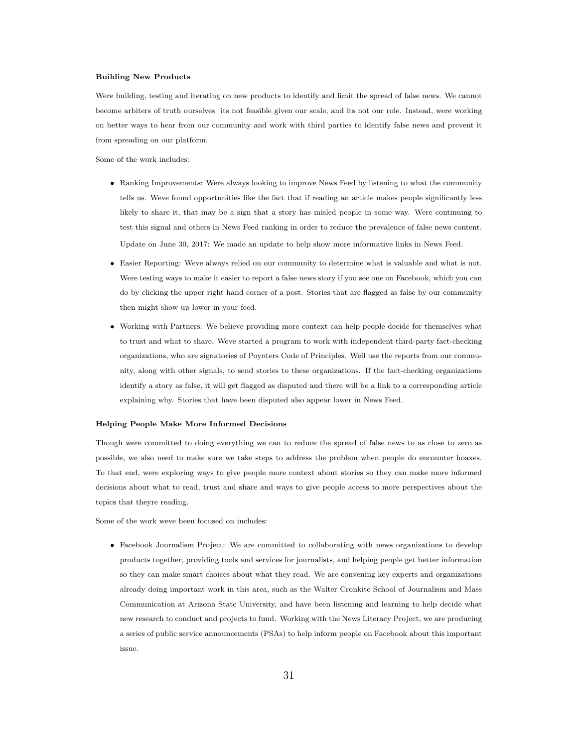**Building New Products**

Were building, testing and iterating on new products to identify and limit the spread of false news. We cannot become arbiters of truth ourselves  its not feasible given our scale, and its not our role. Instead, were working on better ways to hear from our community and work with third parties to identify false news and prevent it from spreading on our platform.

Some of the work includes:

- Ranking Improvements: Were always looking to improve News Feed by listening to what the community tells us. Weve found opportunities like the fact that if reading an article makes people significantly less likely to share it, that may be a sign that a story has misled people in some way. Were continuing to test this signal and others in News Feed ranking in order to reduce the prevalence of false news content. Update on June 30, 2017: We made an update to help show more informative links in News Feed.
- Easier Reporting: Weve always relied on our community to determine what is valuable and what is not. Were testing ways to make it easier to report a false news story if you see one on Facebook, which you can do by clicking the upper right hand corner of a post. Stories that are flagged as false by our community then might show up lower in your feed.
- Working with Partners: We believe providing more context can help people decide for themselves what to trust and what to share. Weve started a program to work with independent third-party fact-checking organizations, who are signatories of Poynters Code of Principles. Well use the reports from our community, along with other signals, to send stories to these organizations. If the fact-checking organizations identify a story as false, it will get flagged as disputed and there will be a link to a corresponding article explaining why. Stories that have been disputed also appear lower in News Feed.

**Helping People Make More Informed Decisions**

Though were committed to doing everything we can to reduce the spread of false news to as close to zero as possible, we also need to make sure we take steps to address the problem when people do encounter hoaxes. To that end, were exploring ways to give people more context about stories so they can make more informed decisions about what to read, trust and share and ways to give people access to more perspectives about the topics that theyre reading.

Some of the work weve been focused on includes:

- Facebook Journalism Project: We are committed to collaborating with news organizations to develop products together, providing tools and services for journalists, and helping people get better information so they can make smart choices about what they read. We are convening key experts and organizations already doing important work in this area, such as the Walter Cronkite School of Journalism and Mass Communication at Arizona State University, and have been listening and learning to help decide what new research to conduct and projects to fund. Working with the News Literacy Project, we are producing a series of public service announcements (PSAs) to help inform people on Facebook about this important issue.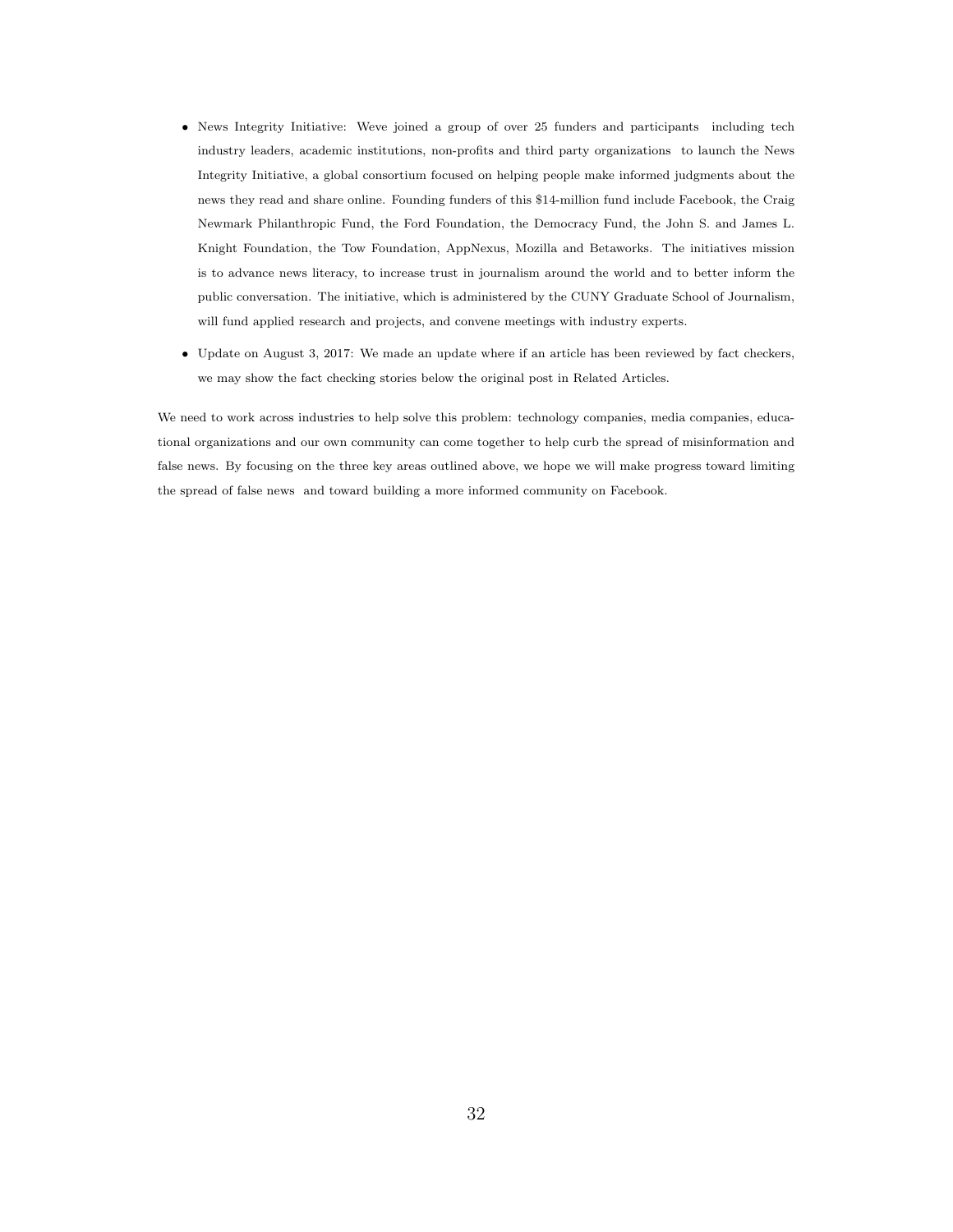- News Integrity Initiative: Weve joined a group of over 25 funders and participants including tech industry leaders, academic institutions, non-profits and third party organizations to launch the News Integrity Initiative, a global consortium focused on helping people make informed judgments about the news they read and share online. Founding funders of this $14-million fund include Facebook, the Craig Newmark Philanthropic Fund, the Ford Foundation, the Democracy Fund, the John S. and James L. Knight Foundation, the Tow Foundation, AppNexus, Mozilla and Betaworks. The initiatives mission is to advance news literacy, to increase trust in journalism around the world and to better inform the public conversation. The initiative, which is administered by the CUNY Graduate School of Journalism, will fund applied research and projects, and convene meetings with industry experts.
- Update on August 3, 2017: We made an update where if an article has been reviewed by fact checkers, we may show the fact checking stories below the original post in Related Articles.

We need to work across industries to help solve this problem: technology companies, media companies, educational organizations and our own community can come together to help curb the spread of misinformation and false news. By focusing on the three key areas outlined above, we hope we will make progress toward limiting the spread of false news and toward building a more informed community on Facebook.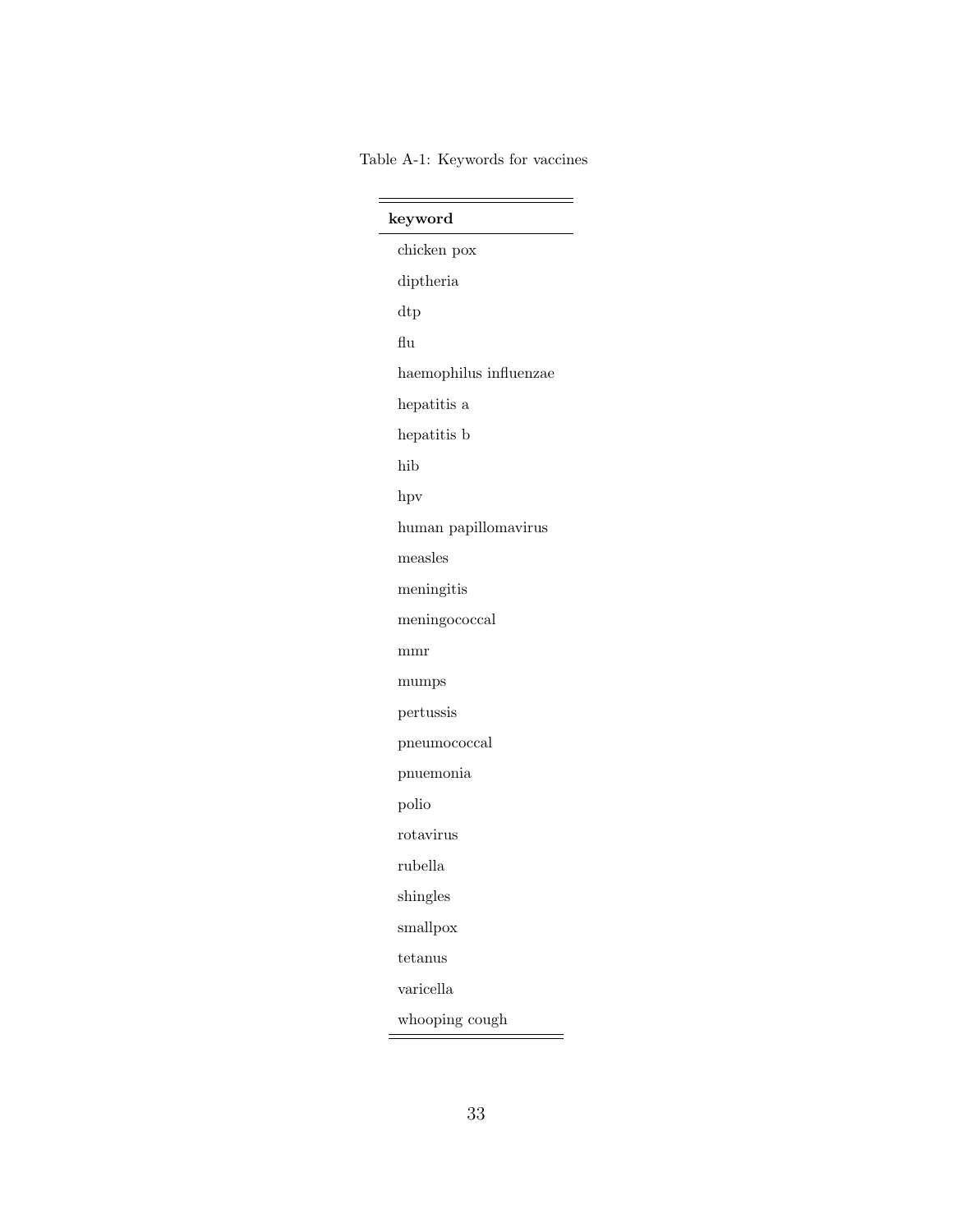Table A-1: Keywords for vaccines

| keyword |
|---|
| chicken pox |
| diptheria |
| dtp |
| flu |
| haemophilus influenzae |
| hepatitis a |
| hepatitis b |
| hib |
| hpv |
| human papillomavirus |
| measles |
| meningitis |
| meningococcal |
| mmr |
| mumps |
| pertussis |
| pneumococcal |
| pnuemonia |
| polio |
| rotavirus |
| rubella |
| shingles |
| smallpox |
| tetanus |
| varicella |
| whooping cough |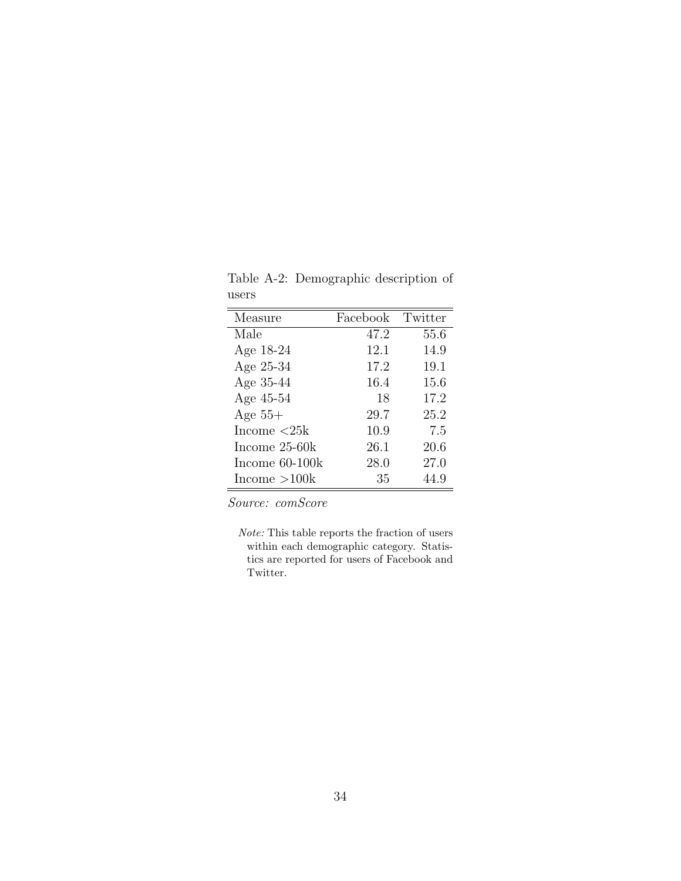Table A-2: Demographic description of users

| Measure | Facebook | Twitter |
|---|---|---|
| Male | 47.2 | 55.6 |
| Age 18-24 | 12.1 | 14.9 |
| Age 25-34 | 17.2 | 19.1 |
| Age 35-44 | 16.4 | 15.6 |
| Age 45-54 | 18 | 17.2 |
| Age 55+ | 29.7 | 25.2 |
| Income <25k | 10.9 | 7.5 |
| Income 25-60k | 26.1 | 20.6 |
| Income 60-100k | 28.0 | 27.0 |
| Income >100k | 35 | 44.9 |

*Source: comScore*

*Note:* This table reports the fraction of users within each demographic category. Statistics are reported for users of Facebook and Twitter.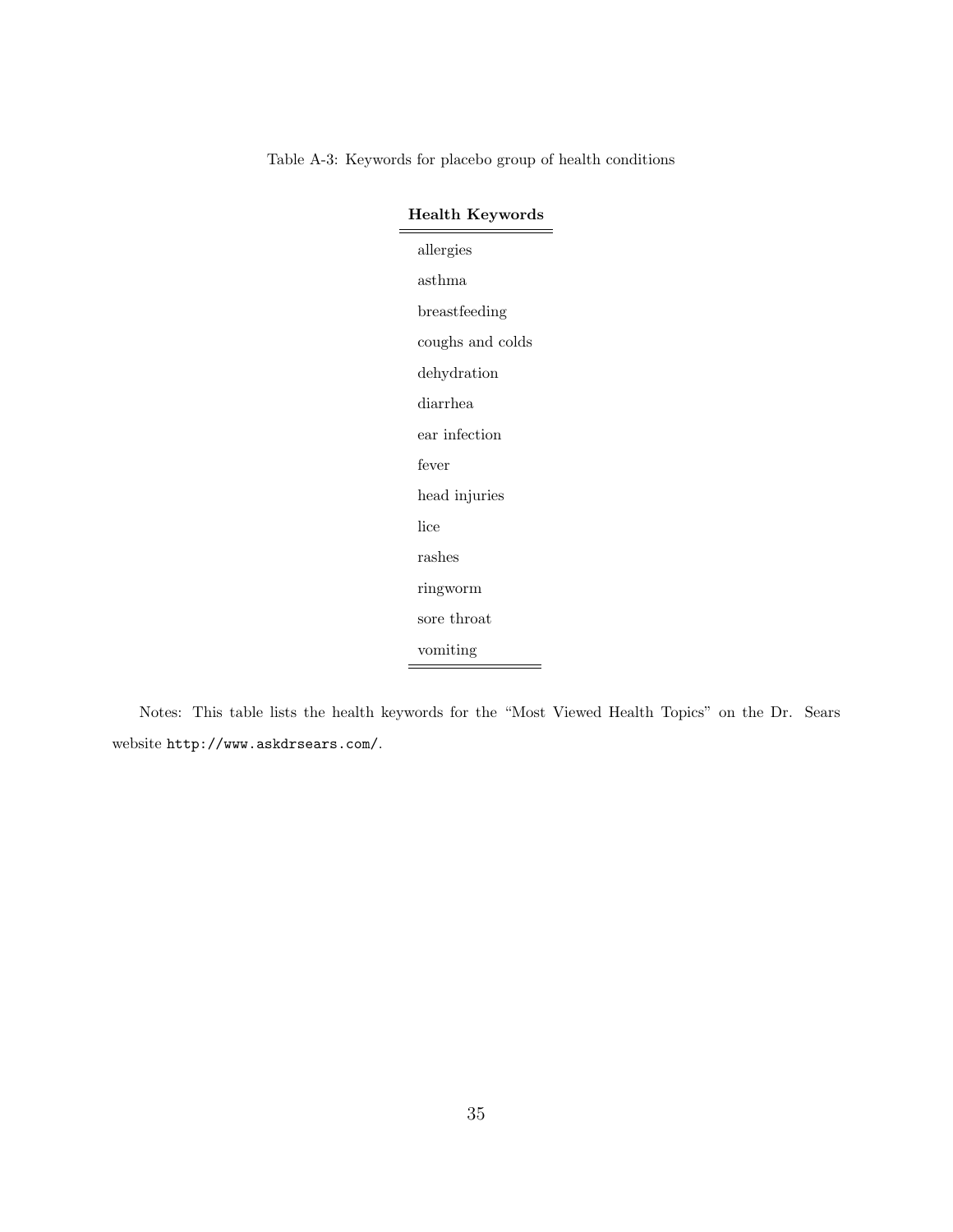Table A-3: Keywords for placebo group of health conditions

| **Health Keywords** |
|---|
| allergies |
| asthma |
| breastfeeding |
| coughs and colds |
| dehydration |
| diarrhea |
| ear infection |
| fever |
| head injuries |
| lice |
| rashes |
| ringworm |
| sore throat |
| vomiting |

Notes: This table lists the health keywords for the "Most Viewed Health Topics" on the Dr. Sears website `http://www.askdrsears.com/`.